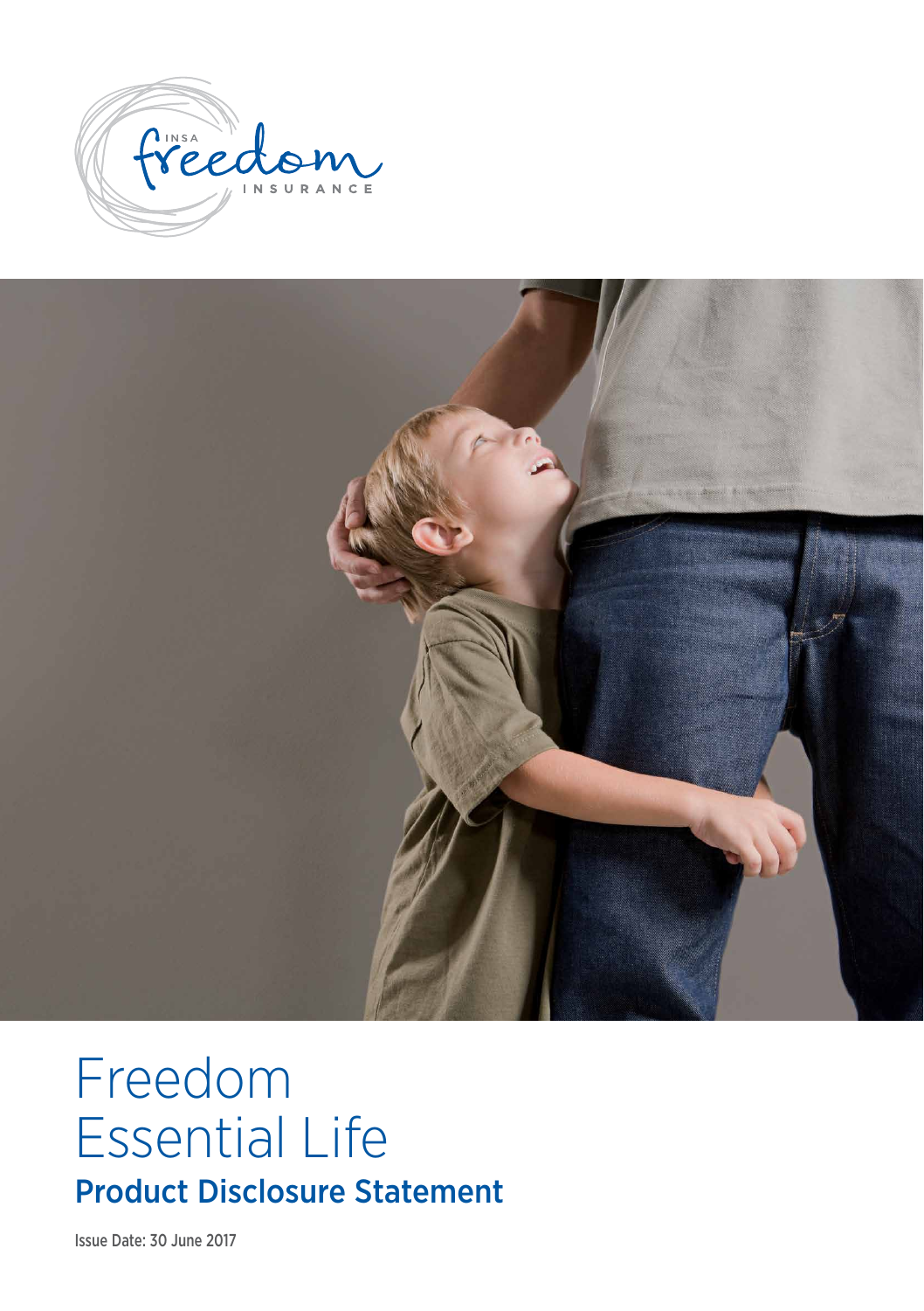INSA freedom INSURANCE

# Freedom Essential Life

## Product Disclosure Statement

Issue Date: 30 June 2017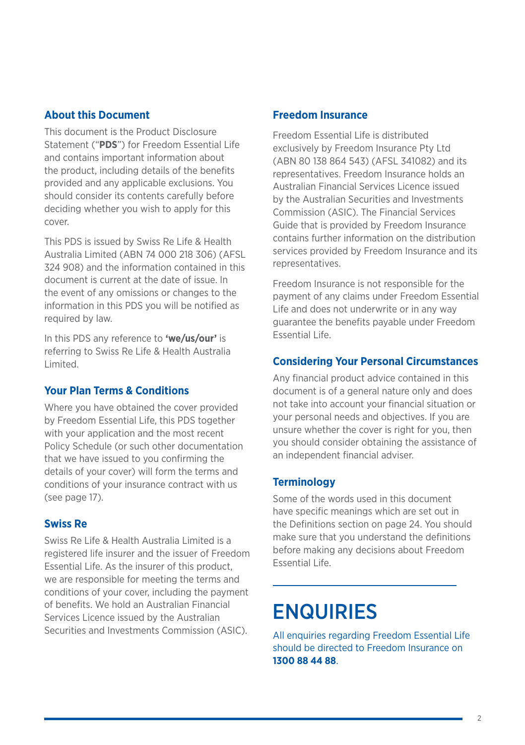## About this Document

This document is the Product Disclosure Statement ("**PDS**") for Freedom Essential Life and contains important information about the product, including details of the benefits provided and any applicable exclusions. You should consider its contents carefully before deciding whether you wish to apply for this cover.

This PDS is issued by Swiss Re Life & Health Australia Limited (ABN 74 000 218 306) (AFSL 324 908) and the information contained in this document is current at the date of issue. In the event of any omissions or changes to the information in this PDS you will be notified as required by law.

In this PDS any reference to **'we/us/our'** is referring to Swiss Re Life & Health Australia Limited.

## Your Plan Terms & Conditions

Where you have obtained the cover provided by Freedom Essential Life, this PDS together with your application and the most recent Policy Schedule (or such other documentation that we have issued to you confirming the details of your cover) will form the terms and conditions of your insurance contract with us (see page 17).

## Swiss Re

Swiss Re Life & Health Australia Limited is a registered life insurer and the issuer of Freedom Essential Life. As the insurer of this product, we are responsible for meeting the terms and conditions of your cover, including the payment of benefits. We hold an Australian Financial Services Licence issued by the Australian Securities and Investments Commission (ASIC).

## Freedom Insurance

Freedom Essential Life is distributed exclusively by Freedom Insurance Pty Ltd (ABN 80 138 864 543) (AFSL 341082) and its representatives. Freedom Insurance holds an Australian Financial Services Licence issued by the Australian Securities and Investments Commission (ASIC). The Financial Services Guide that is provided by Freedom Insurance contains further information on the distribution services provided by Freedom Insurance and its representatives.

Freedom Insurance is not responsible for the payment of any claims under Freedom Essential Life and does not underwrite or in any way guarantee the benefits payable under Freedom Essential Life.

## Considering Your Personal Circumstances

Any financial product advice contained in this document is of a general nature only and does not take into account your financial situation or your personal needs and objectives. If you are unsure whether the cover is right for you, then you should consider obtaining the assistance of an independent financial adviser.

## Terminology

Some of the words used in this document have specific meanings which are set out in the Definitions section on page 24. You should make sure that you understand the definitions before making any decisions about Freedom Essential Life.

# ENQUIRIES

All enquiries regarding Freedom Essential Life should be directed to Freedom Insurance on **1300 88 44 88**.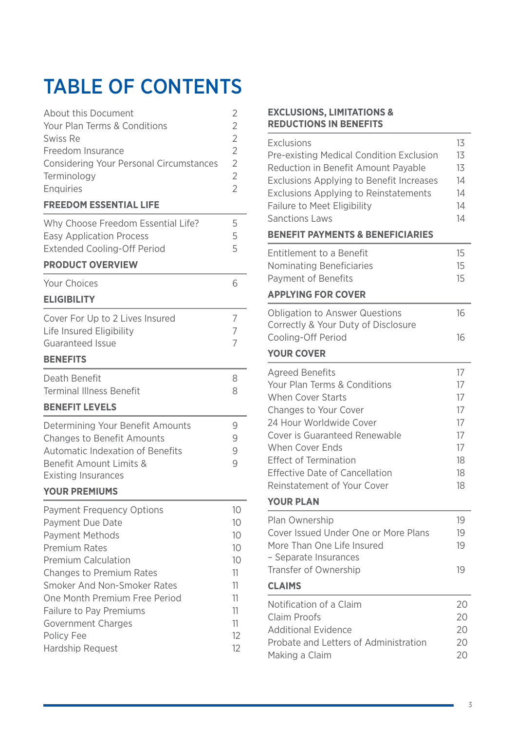# TABLE OF CONTENTS

| | |
|---|---|
| About this Document | 2 |
| Your Plan Terms & Conditions | 2 |
| Swiss Re | 2 |
| Freedom Insurance | 2 |
| Considering Your Personal Circumstances | 2 |
| Terminology | 2 |
| Enquiries | 2 |

**FREEDOM ESSENTIAL LIFE**

| | |
|---|---|
| Why Choose Freedom Essential Life? | 5 |
| Easy Application Process | 5 |
| Extended Cooling-Off Period | 5 |

**PRODUCT OVERVIEW**

| | |
|---|---|
| Your Choices | 6 |

**ELIGIBILITY**

| | |
|---|---|
| Cover For Up to 2 Lives Insured | 7 |
| Life Insured Eligibility | 7 |
| Guaranteed Issue | 7 |

**BENEFITS**

| | |
|---|---|
| Death Benefit | 8 |
| Terminal Illness Benefit | 8 |

**BENEFIT LEVELS**

| | |
|---|---|
| Determining Your Benefit Amounts | 9 |
| Changes to Benefit Amounts | 9 |
| Automatic Indexation of Benefits | 9 |
| Benefit Amount Limits & Existing Insurances | 9 |

**YOUR PREMIUMS**

| | |
|---|---|
| Payment Frequency Options | 10 |
| Payment Due Date | 10 |
| Payment Methods | 10 |
| Premium Rates | 10 |
| Premium Calculation | 10 |
| Changes to Premium Rates | 11 |
| Smoker And Non-Smoker Rates | 11 |
| One Month Premium Free Period | 11 |
| Failure to Pay Premiums | 11 |
| Government Charges | 11 |
| Policy Fee | 12 |
| Hardship Request | 12 |

**EXCLUSIONS, LIMITATIONS & REDUCTIONS IN BENEFITS**

| | |
|---|---|
| Exclusions | 13 |
| Pre-existing Medical Condition Exclusion | 13 |
| Reduction in Benefit Amount Payable | 13 |
| Exclusions Applying to Benefit Increases | 14 |
| Exclusions Applying to Reinstatements | 14 |
| Failure to Meet Eligibility | 14 |
| Sanctions Laws | 14 |

**BENEFIT PAYMENTS & BENEFICIARIES**

| | |
|---|---|
| Entitlement to a Benefit | 15 |
| Nominating Beneficiaries | 15 |
| Payment of Benefits | 15 |

**APPLYING FOR COVER**

| | |
|---|---|
| Obligation to Answer Questions Correctly & Your Duty of Disclosure | 16 |
| Cooling-Off Period | 16 |

**YOUR COVER**

| | |
|---|---|
| Agreed Benefits | 17 |
| Your Plan Terms & Conditions | 17 |
| When Cover Starts | 17 |
| Changes to Your Cover | 17 |
| 24 Hour Worldwide Cover | 17 |
| Cover is Guaranteed Renewable | 17 |
| When Cover Ends | 17 |
| Effect of Termination | 18 |
| Effective Date of Cancellation | 18 |
| Reinstatement of Your Cover | 18 |

**YOUR PLAN**

| | |
|---|---|
| Plan Ownership | 19 |
| Cover Issued Under One or More Plans | 19 |
| More Than One Life Insured – Separate Insurances | 19 |
| Transfer of Ownership | 19 |

**CLAIMS**

| | |
|---|---|
| Notification of a Claim | 20 |
| Claim Proofs | 20 |
| Additional Evidence | 20 |
| Probate and Letters of Administration | 20 |
| Making a Claim | 20 |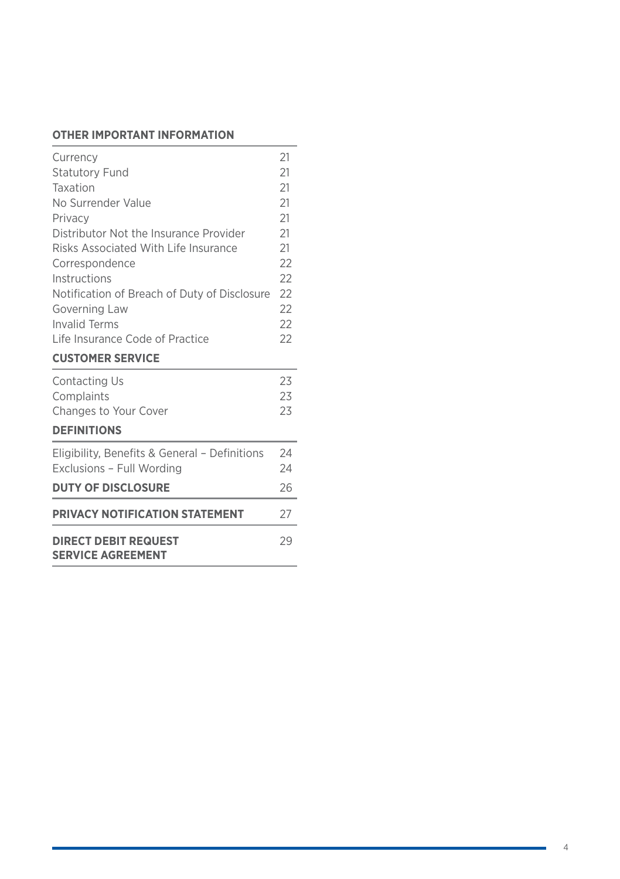| OTHER IMPORTANT INFORMATION | |
|---|---|
| Currency | 21 |
| Statutory Fund | 21 |
| Taxation | 21 |
| No Surrender Value | 21 |
| Privacy | 21 |
| Distributor Not the Insurance Provider | 21 |
| Risks Associated With Life Insurance | 21 |
| Correspondence | 22 |
| Instructions | 22 |
| Notification of Breach of Duty of Disclosure | 22 |
| Governing Law | 22 |
| Invalid Terms | 22 |
| Life Insurance Code of Practice | 22 |
| **CUSTOMER SERVICE** | |
| Contacting Us | 23 |
| Complaints | 23 |
| Changes to Your Cover | 23 |
| **DEFINITIONS** | |
| Eligibility, Benefits & General – Definitions | 24 |
| Exclusions – Full Wording | 24 |
| **DUTY OF DISCLOSURE** | 26 |
| **PRIVACY NOTIFICATION STATEMENT** | 27 |
| **DIRECT DEBIT REQUEST SERVICE AGREEMENT** | 29 |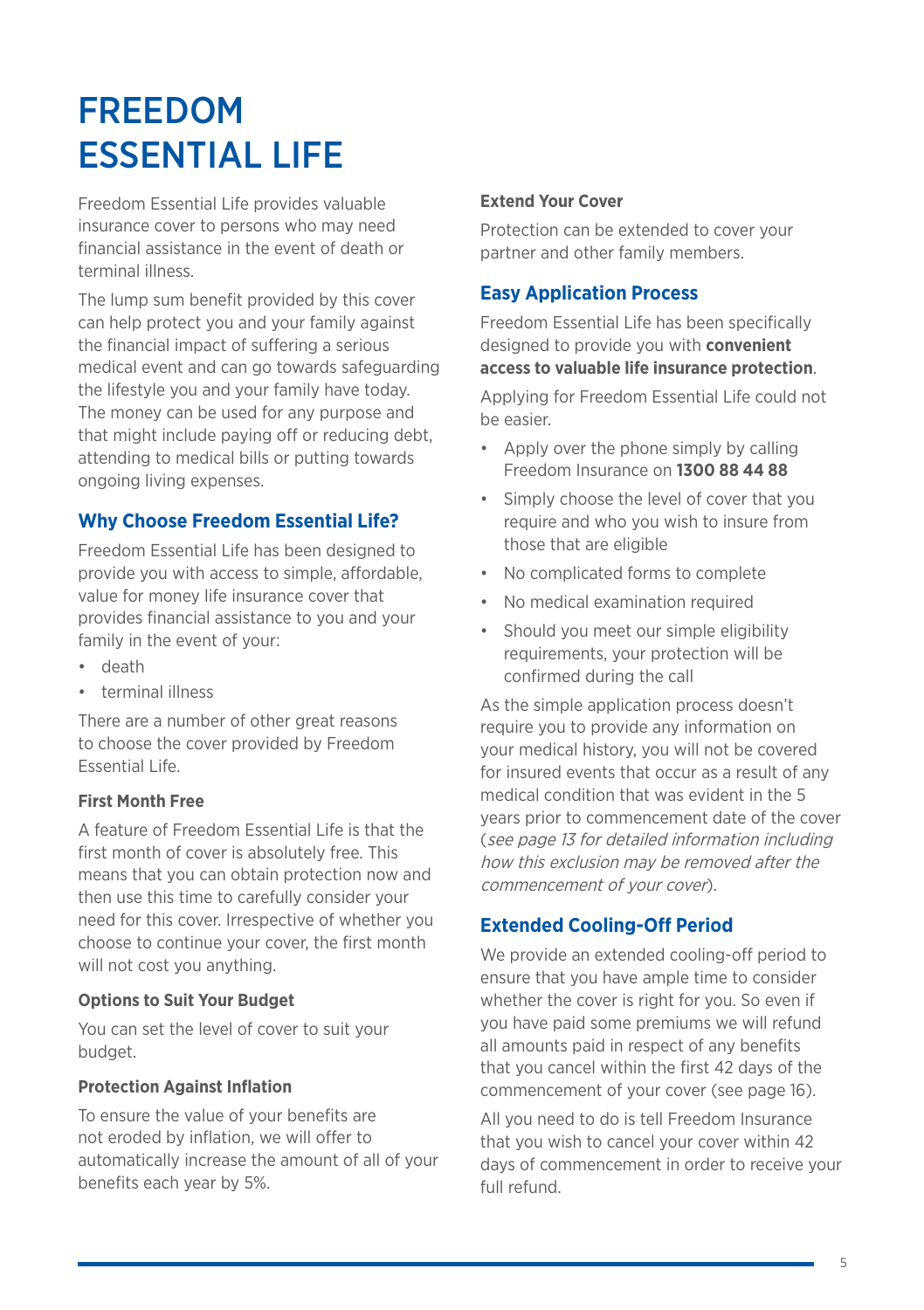# FREEDOM ESSENTIAL LIFE

Freedom Essential Life provides valuable insurance cover to persons who may need financial assistance in the event of death or terminal illness.

The lump sum benefit provided by this cover can help protect you and your family against the financial impact of suffering a serious medical event and can go towards safeguarding the lifestyle you and your family have today. The money can be used for any purpose and that might include paying off or reducing debt, attending to medical bills or putting towards ongoing living expenses.

## Why Choose Freedom Essential Life?

Freedom Essential Life has been designed to provide you with access to simple, affordable, value for money life insurance cover that provides financial assistance to you and your family in the event of your:

- death
- terminal illness

There are a number of other great reasons to choose the cover provided by Freedom Essential Life.

### First Month Free

A feature of Freedom Essential Life is that the first month of cover is absolutely free. This means that you can obtain protection now and then use this time to carefully consider your need for this cover. Irrespective of whether you choose to continue your cover, the first month will not cost you anything.

### Options to Suit Your Budget

You can set the level of cover to suit your budget.

### Protection Against Inflation

To ensure the value of your benefits are not eroded by inflation, we will offer to automatically increase the amount of all of your benefits each year by 5%.

### Extend Your Cover

Protection can be extended to cover your partner and other family members.

## Easy Application Process

Freedom Essential Life has been specifically designed to provide you with **convenient access to valuable life insurance protection**.

Applying for Freedom Essential Life could not be easier.

- Apply over the phone simply by calling Freedom Insurance on **1300 88 44 88**
- Simply choose the level of cover that you require and who you wish to insure from those that are eligible
- No complicated forms to complete
- No medical examination required
- Should you meet our simple eligibility requirements, your protection will be confirmed during the call

As the simple application process doesn't require you to provide any information on your medical history, you will not be covered for insured events that occur as a result of any medical condition that was evident in the 5 years prior to commencement date of the cover (*see page 13 for detailed information including how this exclusion may be removed after the commencement of your cover*).

## Extended Cooling-Off Period

We provide an extended cooling-off period to ensure that you have ample time to consider whether the cover is right for you. So even if you have paid some premiums we will refund all amounts paid in respect of any benefits that you cancel within the first 42 days of the commencement of your cover (see page 16).

All you need to do is tell Freedom Insurance that you wish to cancel your cover within 42 days of commencement in order to receive your full refund.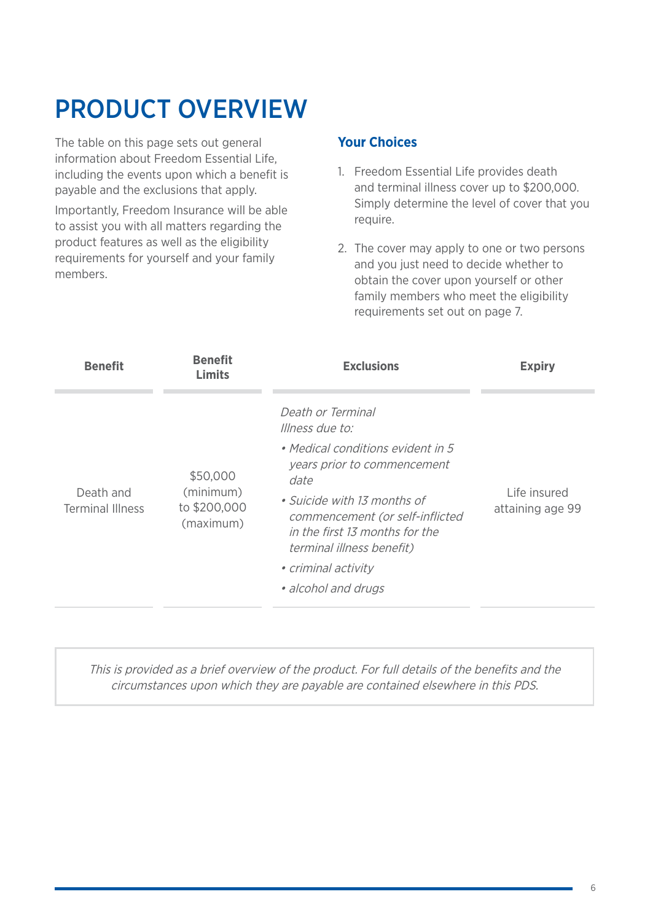# PRODUCT OVERVIEW

The table on this page sets out general information about Freedom Essential Life, including the events upon which a benefit is payable and the exclusions that apply.

Importantly, Freedom Insurance will be able to assist you with all matters regarding the product features as well as the eligibility requirements for yourself and your family members.

## Your Choices

1. Freedom Essential Life provides death and terminal illness cover up to $200,000. Simply determine the level of cover that you require.
2. The cover may apply to one or two persons and you just need to decide whether to obtain the cover upon yourself or other family members who meet the eligibility requirements set out on page 7.

| Benefit | Benefit Limits | Exclusions | Expiry |
|---|---|---|---|
| Death and Terminal Illness | $50,000 (minimum) to $200,000 (maximum) | *Death or Terminal Illness due to:*<br>• *Medical conditions evident in 5 years prior to commencement date*<br>• *Suicide with 13 months of commencement (or self-inflicted in the first 13 months for the terminal illness benefit)*<br>• *criminal activity*<br>• *alcohol and drugs* | Life insured attaining age 99 |

*This is provided as a brief overview of the product. For full details of the benefits and the circumstances upon which they are payable are contained elsewhere in this PDS.*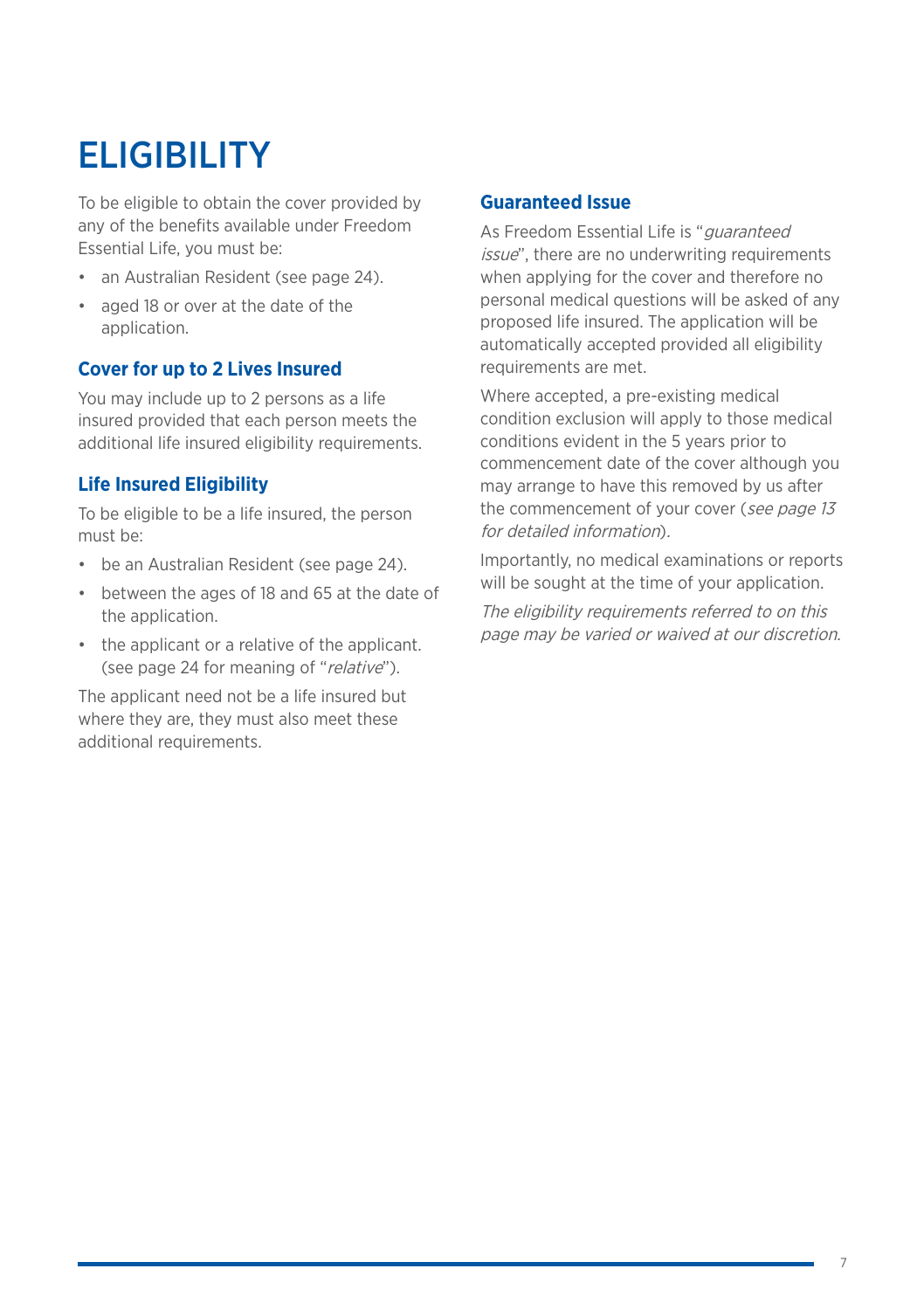# ELIGIBILITY

To be eligible to obtain the cover provided by any of the benefits available under Freedom Essential Life, you must be:

- an Australian Resident (see page 24).
- aged 18 or over at the date of the application.

### Cover for up to 2 Lives Insured

You may include up to 2 persons as a life insured provided that each person meets the additional life insured eligibility requirements.

### Life Insured Eligibility

To be eligible to be a life insured, the person must be:

- be an Australian Resident (see page 24).
- between the ages of 18 and 65 at the date of the application.
- the applicant or a relative of the applicant. (see page 24 for meaning of "*relative*").

The applicant need not be a life insured but where they are, they must also meet these additional requirements.

### Guaranteed Issue

As Freedom Essential Life is "*guaranteed issue*", there are no underwriting requirements when applying for the cover and therefore no personal medical questions will be asked of any proposed life insured. The application will be automatically accepted provided all eligibility requirements are met.

Where accepted, a pre-existing medical condition exclusion will apply to those medical conditions evident in the 5 years prior to commencement date of the cover although you may arrange to have this removed by us after the commencement of your cover (*see page 13 for detailed information*).

Importantly, no medical examinations or reports will be sought at the time of your application.

*The eligibility requirements referred to on this page may be varied or waived at our discretion.*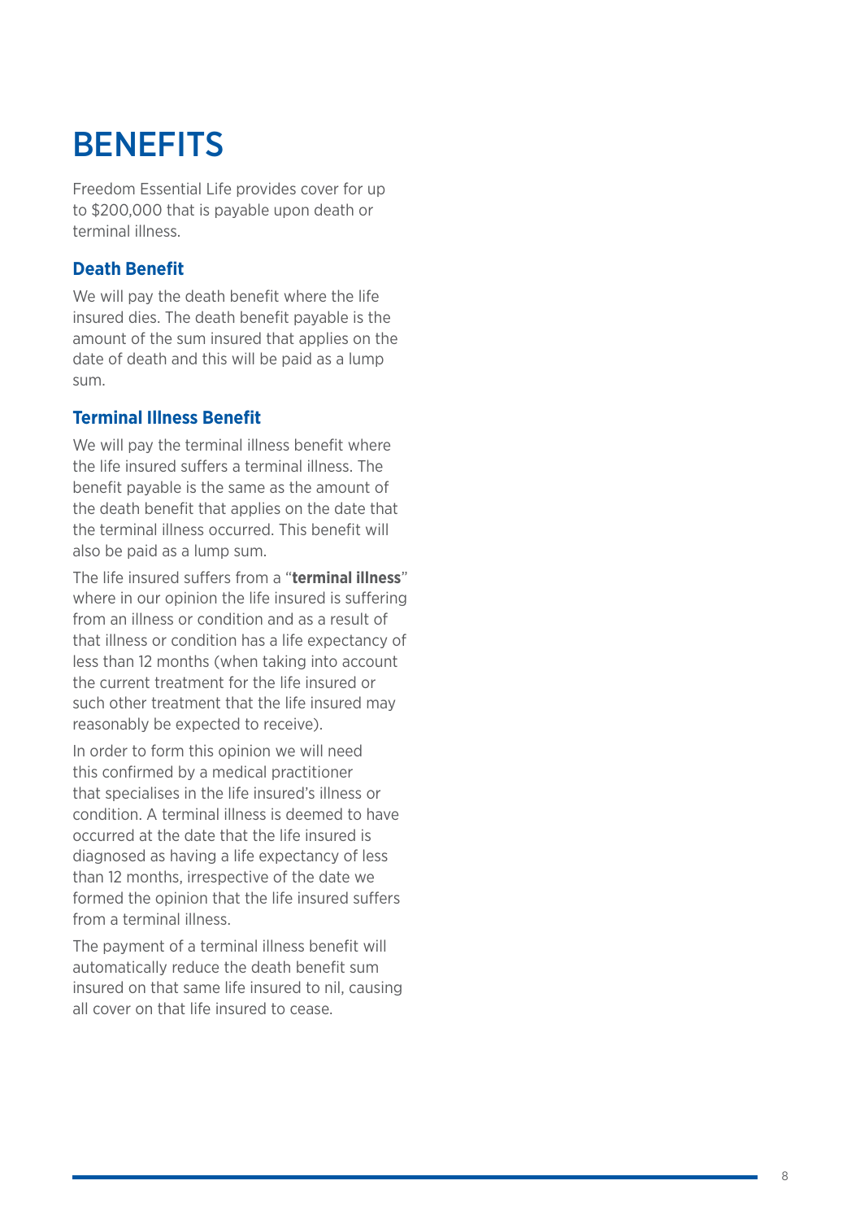# BENEFITS

Freedom Essential Life provides cover for up to $200,000 that is payable upon death or terminal illness.

## Death Benefit

We will pay the death benefit where the life insured dies. The death benefit payable is the amount of the sum insured that applies on the date of death and this will be paid as a lump sum.

## Terminal Illness Benefit

We will pay the terminal illness benefit where the life insured suffers a terminal illness. The benefit payable is the same as the amount of the death benefit that applies on the date that the terminal illness occurred. This benefit will also be paid as a lump sum.

The life insured suffers from a "**terminal illness**" where in our opinion the life insured is suffering from an illness or condition and as a result of that illness or condition has a life expectancy of less than 12 months (when taking into account the current treatment for the life insured or such other treatment that the life insured may reasonably be expected to receive).

In order to form this opinion we will need this confirmed by a medical practitioner that specialises in the life insured's illness or condition. A terminal illness is deemed to have occurred at the date that the life insured is diagnosed as having a life expectancy of less than 12 months, irrespective of the date we formed the opinion that the life insured suffers from a terminal illness.

The payment of a terminal illness benefit will automatically reduce the death benefit sum insured on that same life insured to nil, causing all cover on that life insured to cease.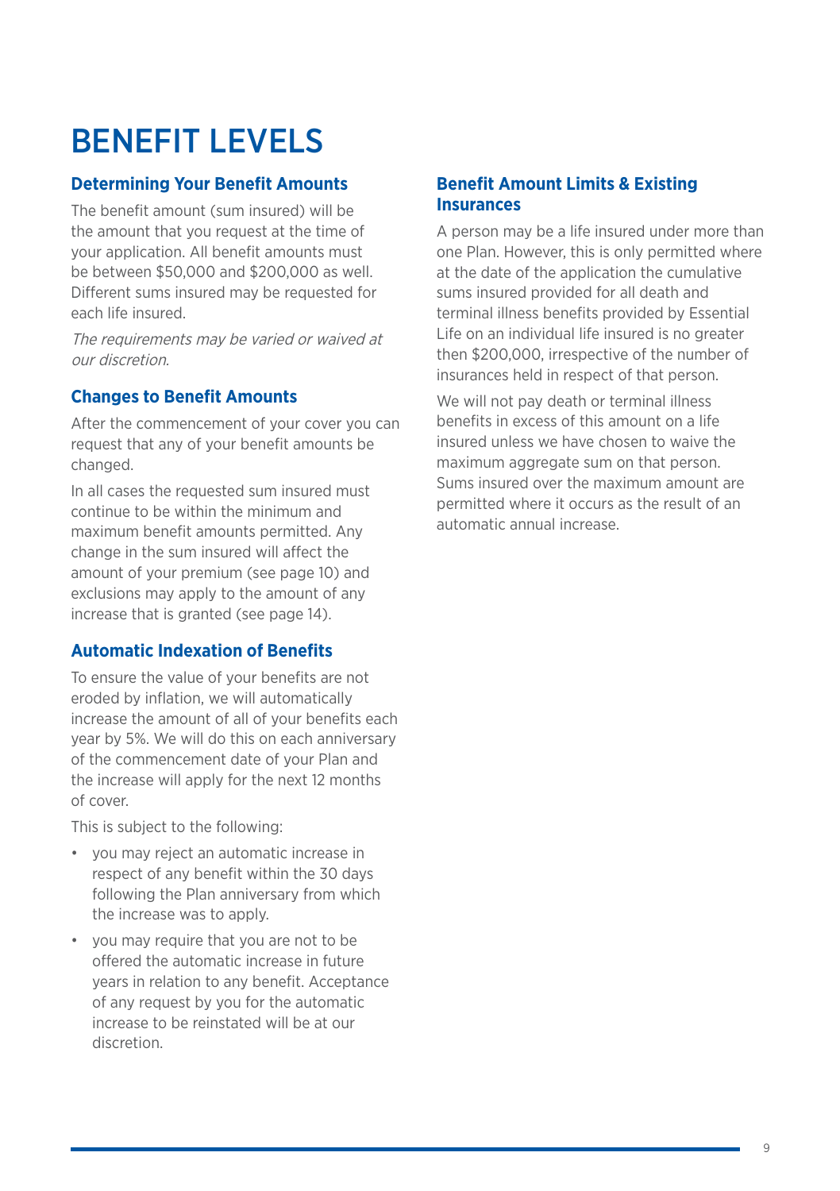# BENEFIT LEVELS

### Determining Your Benefit Amounts

The benefit amount (sum insured) will be the amount that you request at the time of your application. All benefit amounts must be between $50,000 and $200,000 as well. Different sums insured may be requested for each life insured.

*The requirements may be varied or waived at our discretion.*

### Changes to Benefit Amounts

After the commencement of your cover you can request that any of your benefit amounts be changed.

In all cases the requested sum insured must continue to be within the minimum and maximum benefit amounts permitted. Any change in the sum insured will affect the amount of your premium (see page 10) and exclusions may apply to the amount of any increase that is granted (see page 14).

### Automatic Indexation of Benefits

To ensure the value of your benefits are not eroded by inflation, we will automatically increase the amount of all of your benefits each year by 5%. We will do this on each anniversary of the commencement date of your Plan and the increase will apply for the next 12 months of cover.

This is subject to the following:

- you may reject an automatic increase in respect of any benefit within the 30 days following the Plan anniversary from which the increase was to apply.
- you may require that you are not to be offered the automatic increase in future years in relation to any benefit. Acceptance of any request by you for the automatic increase to be reinstated will be at our discretion.

### Benefit Amount Limits & Existing Insurances

A person may be a life insured under more than one Plan. However, this is only permitted where at the date of the application the cumulative sums insured provided for all death and terminal illness benefits provided by Essential Life on an individual life insured is no greater then $200,000, irrespective of the number of insurances held in respect of that person.

We will not pay death or terminal illness benefits in excess of this amount on a life insured unless we have chosen to waive the maximum aggregate sum on that person. Sums insured over the maximum amount are permitted where it occurs as the result of an automatic annual increase.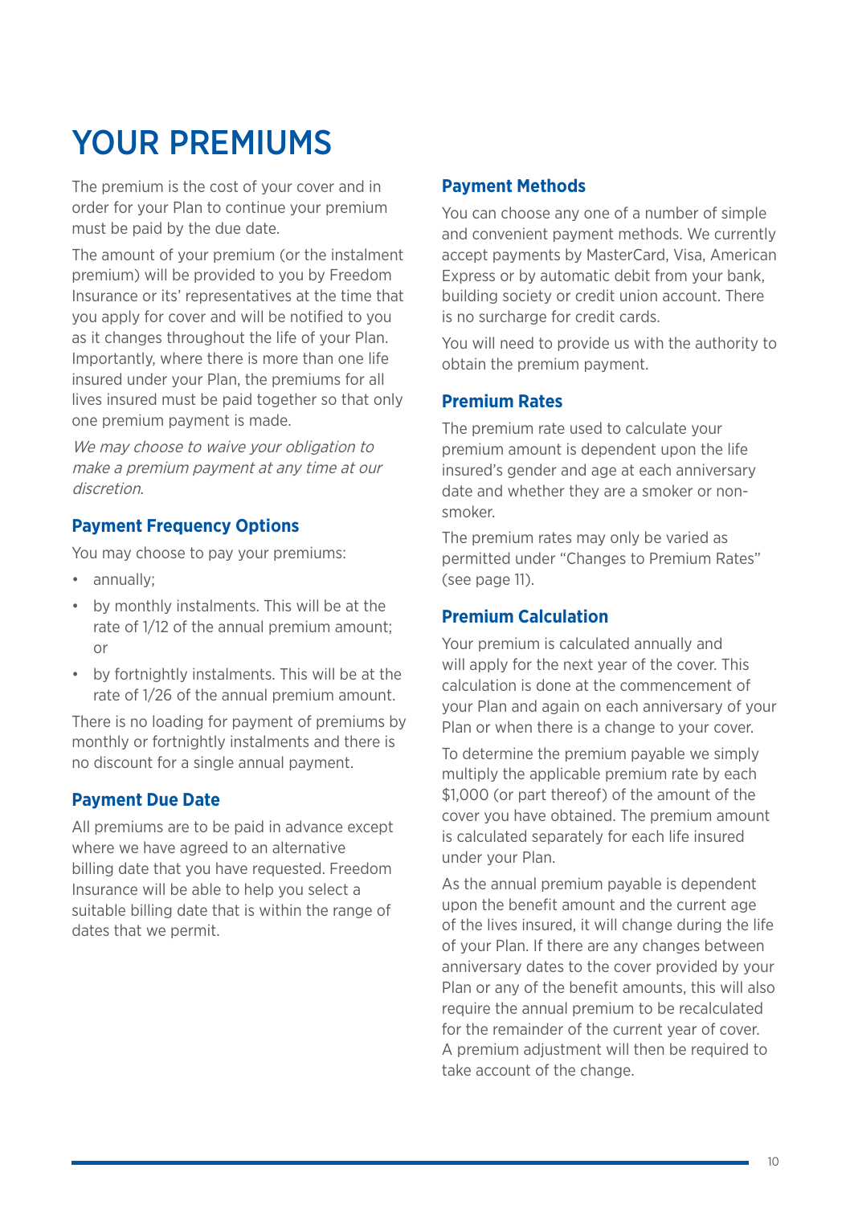# YOUR PREMIUMS

The premium is the cost of your cover and in order for your Plan to continue your premium must be paid by the due date.

The amount of your premium (or the instalment premium) will be provided to you by Freedom Insurance or its' representatives at the time that you apply for cover and will be notified to you as it changes throughout the life of your Plan. Importantly, where there is more than one life insured under your Plan, the premiums for all lives insured must be paid together so that only one premium payment is made.

*We may choose to waive your obligation to make a premium payment at any time at our discretion.*

## Payment Frequency Options

You may choose to pay your premiums:

- annually;
- by monthly instalments. This will be at the rate of 1/12 of the annual premium amount; or
- by fortnightly instalments. This will be at the rate of 1/26 of the annual premium amount.

There is no loading for payment of premiums by monthly or fortnightly instalments and there is no discount for a single annual payment.

## Payment Due Date

All premiums are to be paid in advance except where we have agreed to an alternative billing date that you have requested. Freedom Insurance will be able to help you select a suitable billing date that is within the range of dates that we permit.

## Payment Methods

You can choose any one of a number of simple and convenient payment methods. We currently accept payments by MasterCard, Visa, American Express or by automatic debit from your bank, building society or credit union account. There is no surcharge for credit cards.

You will need to provide us with the authority to obtain the premium payment.

## Premium Rates

The premium rate used to calculate your premium amount is dependent upon the life insured's gender and age at each anniversary date and whether they are a smoker or non-smoker.

The premium rates may only be varied as permitted under "Changes to Premium Rates" (see page 11).

## Premium Calculation

Your premium is calculated annually and will apply for the next year of the cover. This calculation is done at the commencement of your Plan and again on each anniversary of your Plan or when there is a change to your cover.

To determine the premium payable we simply multiply the applicable premium rate by each $1,000 (or part thereof) of the amount of the cover you have obtained. The premium amount is calculated separately for each life insured under your Plan.

As the annual premium payable is dependent upon the benefit amount and the current age of the lives insured, it will change during the life of your Plan. If there are any changes between anniversary dates to the cover provided by your Plan or any of the benefit amounts, this will also require the annual premium to be recalculated for the remainder of the current year of cover. A premium adjustment will then be required to take account of the change.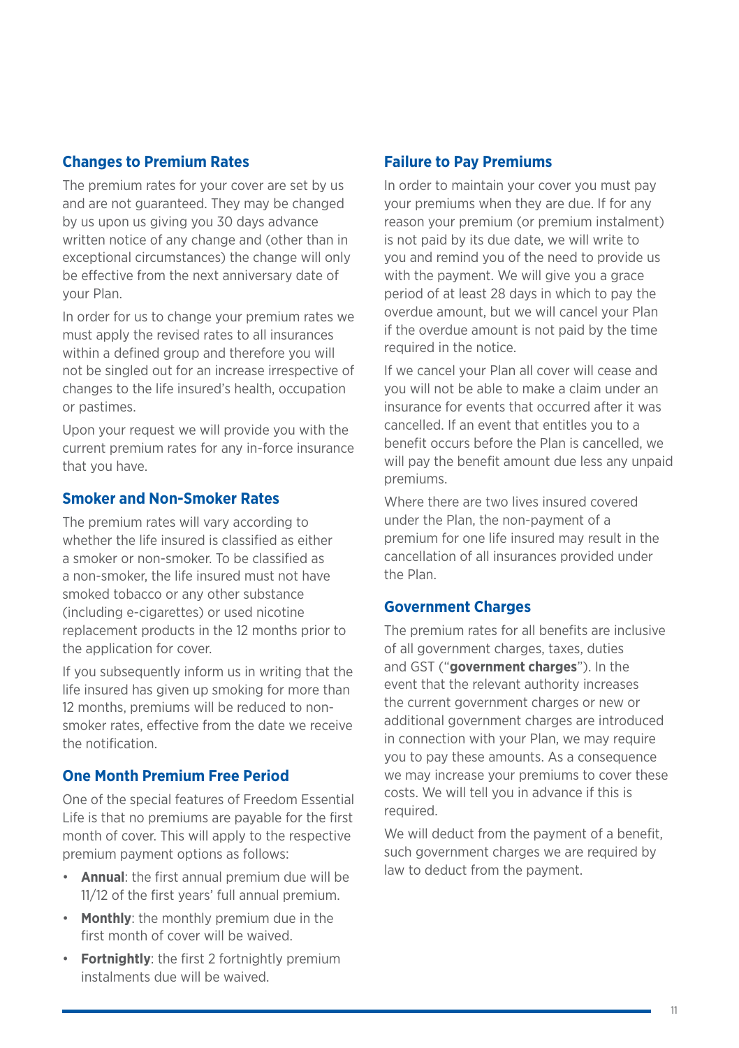## Changes to Premium Rates

The premium rates for your cover are set by us and are not guaranteed. They may be changed by us upon us giving you 30 days advance written notice of any change and (other than in exceptional circumstances) the change will only be effective from the next anniversary date of your Plan.

In order for us to change your premium rates we must apply the revised rates to all insurances within a defined group and therefore you will not be singled out for an increase irrespective of changes to the life insured's health, occupation or pastimes.

Upon your request we will provide you with the current premium rates for any in-force insurance that you have.

## Smoker and Non-Smoker Rates

The premium rates will vary according to whether the life insured is classified as either a smoker or non-smoker. To be classified as a non-smoker, the life insured must not have smoked tobacco or any other substance (including e-cigarettes) or used nicotine replacement products in the 12 months prior to the application for cover.

If you subsequently inform us in writing that the life insured has given up smoking for more than 12 months, premiums will be reduced to non-smoker rates, effective from the date we receive the notification.

## One Month Premium Free Period

One of the special features of Freedom Essential Life is that no premiums are payable for the first month of cover. This will apply to the respective premium payment options as follows:

- **Annual**: the first annual premium due will be 11/12 of the first years' full annual premium.
- **Monthly**: the monthly premium due in the first month of cover will be waived.
- **Fortnightly**: the first 2 fortnightly premium instalments due will be waived.

## Failure to Pay Premiums

In order to maintain your cover you must pay your premiums when they are due. If for any reason your premium (or premium instalment) is not paid by its due date, we will write to you and remind you of the need to provide us with the payment. We will give you a grace period of at least 28 days in which to pay the overdue amount, but we will cancel your Plan if the overdue amount is not paid by the time required in the notice.

If we cancel your Plan all cover will cease and you will not be able to make a claim under an insurance for events that occurred after it was cancelled. If an event that entitles you to a benefit occurs before the Plan is cancelled, we will pay the benefit amount due less any unpaid premiums.

Where there are two lives insured covered under the Plan, the non-payment of a premium for one life insured may result in the cancellation of all insurances provided under the Plan.

## Government Charges

The premium rates for all benefits are inclusive of all government charges, taxes, duties and GST ("**government charges**"). In the event that the relevant authority increases the current government charges or new or additional government charges are introduced in connection with your Plan, we may require you to pay these amounts. As a consequence we may increase your premiums to cover these costs. We will tell you in advance if this is required.

We will deduct from the payment of a benefit, such government charges we are required by law to deduct from the payment.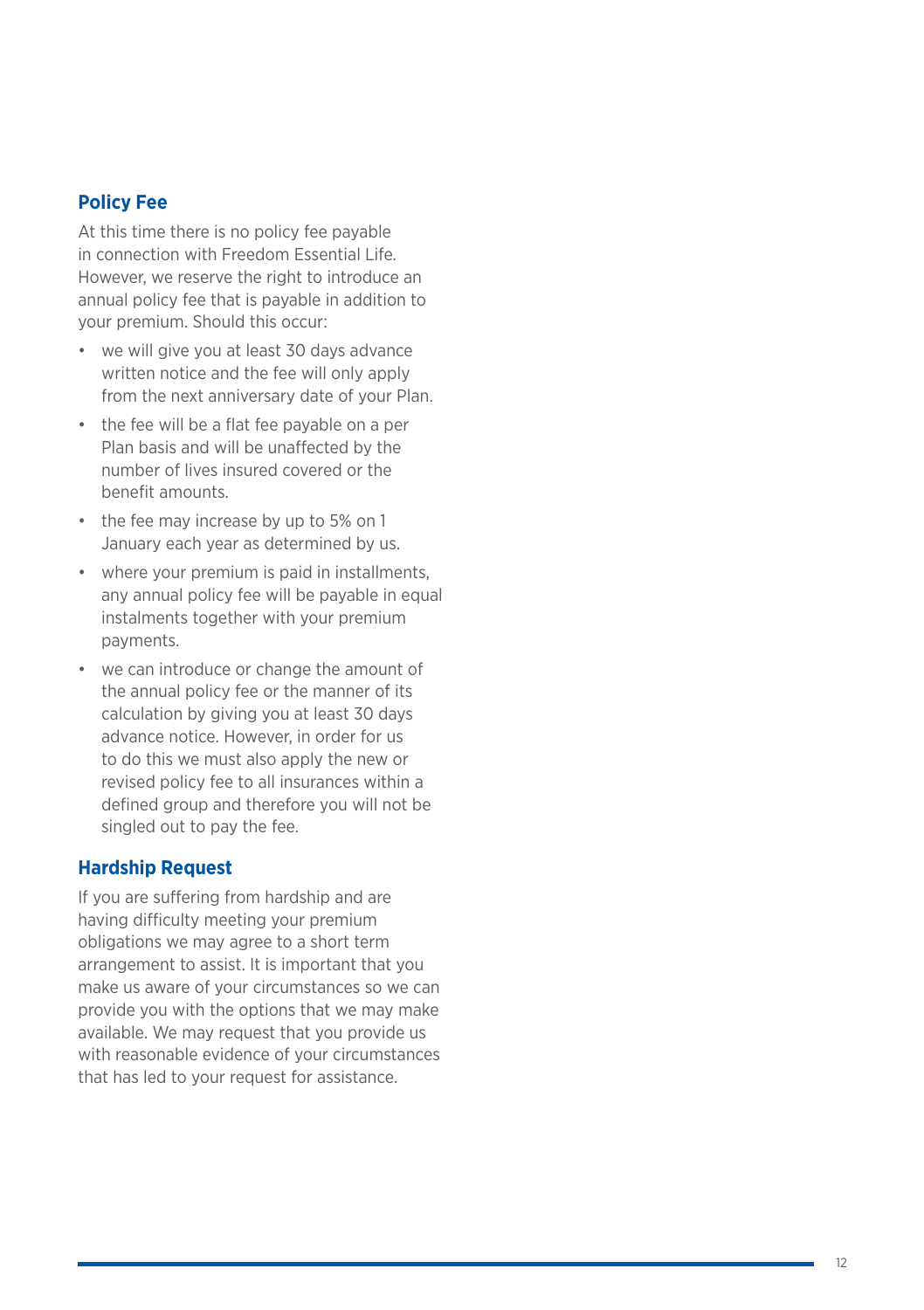## Policy Fee

At this time there is no policy fee payable in connection with Freedom Essential Life. However, we reserve the right to introduce an annual policy fee that is payable in addition to your premium. Should this occur:

- we will give you at least 30 days advance written notice and the fee will only apply from the next anniversary date of your Plan.
- the fee will be a flat fee payable on a per Plan basis and will be unaffected by the number of lives insured covered or the benefit amounts.
- the fee may increase by up to 5% on 1 January each year as determined by us.
- where your premium is paid in installments, any annual policy fee will be payable in equal instalments together with your premium payments.
- we can introduce or change the amount of the annual policy fee or the manner of its calculation by giving you at least 30 days advance notice. However, in order for us to do this we must also apply the new or revised policy fee to all insurances within a defined group and therefore you will not be singled out to pay the fee.

## Hardship Request

If you are suffering from hardship and are having difficulty meeting your premium obligations we may agree to a short term arrangement to assist. It is important that you make us aware of your circumstances so we can provide you with the options that we may make available. We may request that you provide us with reasonable evidence of your circumstances that has led to your request for assistance.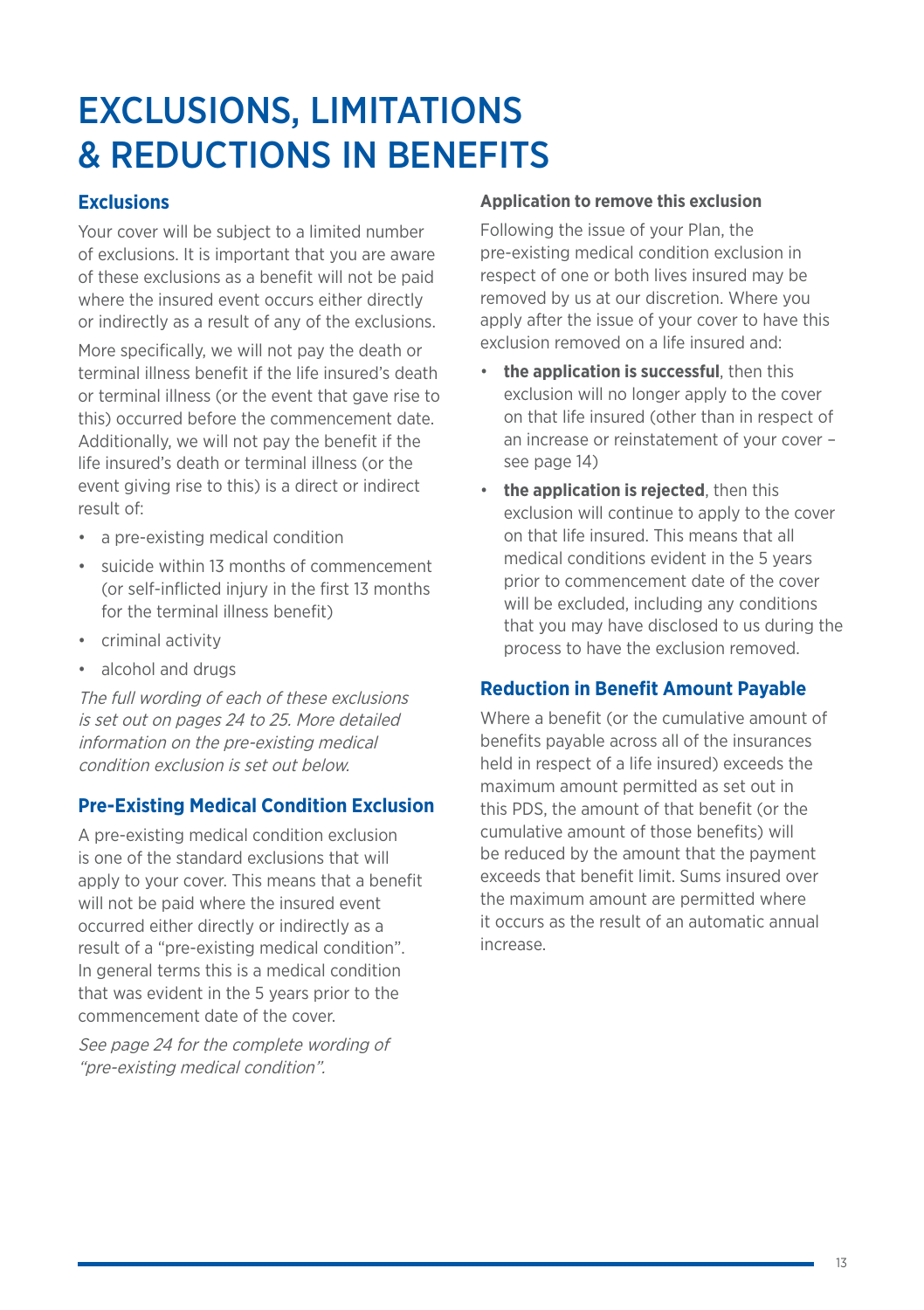# EXCLUSIONS, LIMITATIONS & REDUCTIONS IN BENEFITS

## Exclusions

Your cover will be subject to a limited number of exclusions. It is important that you are aware of these exclusions as a benefit will not be paid where the insured event occurs either directly or indirectly as a result of any of the exclusions.

More specifically, we will not pay the death or terminal illness benefit if the life insured's death or terminal illness (or the event that gave rise to this) occurred before the commencement date. Additionally, we will not pay the benefit if the life insured's death or terminal illness (or the event giving rise to this) is a direct or indirect result of:

- a pre-existing medical condition
- suicide within 13 months of commencement (or self-inflicted injury in the first 13 months for the terminal illness benefit)
- criminal activity
- alcohol and drugs

*The full wording of each of these exclusions is set out on pages 24 to 25. More detailed information on the pre-existing medical condition exclusion is set out below.*

## Pre-Existing Medical Condition Exclusion

A pre-existing medical condition exclusion is one of the standard exclusions that will apply to your cover. This means that a benefit will not be paid where the insured event occurred either directly or indirectly as a result of a "pre-existing medical condition". In general terms this is a medical condition that was evident in the 5 years prior to the commencement date of the cover.

*See page 24 for the complete wording of "pre-existing medical condition".*

### Application to remove this exclusion

Following the issue of your Plan, the pre-existing medical condition exclusion in respect of one or both lives insured may be removed by us at our discretion. Where you apply after the issue of your cover to have this exclusion removed on a life insured and:

- **the application is successful**, then this exclusion will no longer apply to the cover on that life insured (other than in respect of an increase or reinstatement of your cover – see page 14)
- **the application is rejected**, then this exclusion will continue to apply to the cover on that life insured. This means that all medical conditions evident in the 5 years prior to commencement date of the cover will be excluded, including any conditions that you may have disclosed to us during the process to have the exclusion removed.

## Reduction in Benefit Amount Payable

Where a benefit (or the cumulative amount of benefits payable across all of the insurances held in respect of a life insured) exceeds the maximum amount permitted as set out in this PDS, the amount of that benefit (or the cumulative amount of those benefits) will be reduced by the amount that the payment exceeds that benefit limit. Sums insured over the maximum amount are permitted where it occurs as the result of an automatic annual increase.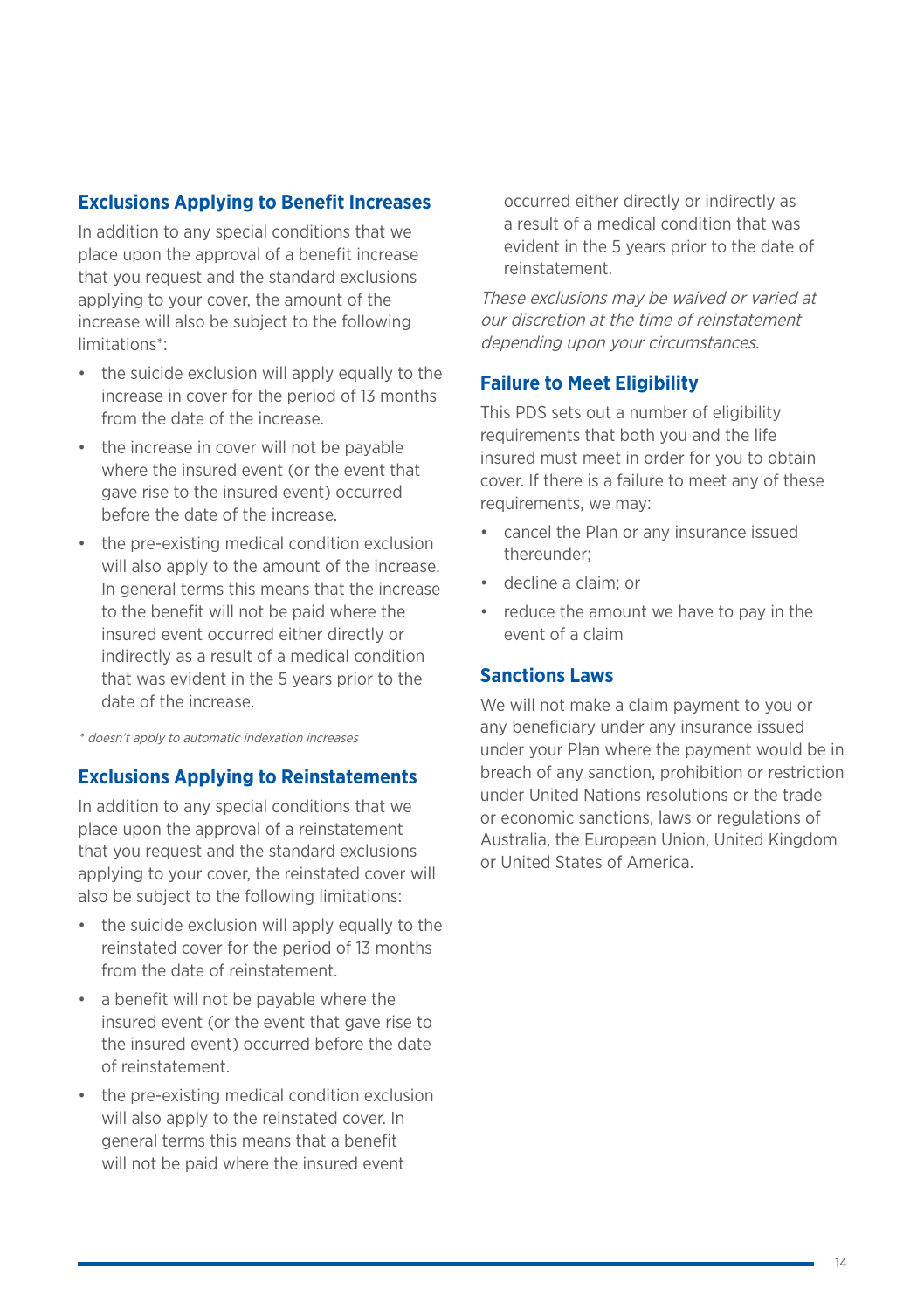## Exclusions Applying to Benefit Increases

In addition to any special conditions that we place upon the approval of a benefit increase that you request and the standard exclusions applying to your cover, the amount of the increase will also be subject to the following limitations*:

- the suicide exclusion will apply equally to the increase in cover for the period of 13 months from the date of the increase.
- the increase in cover will not be payable where the insured event (or the event that gave rise to the insured event) occurred before the date of the increase.
- the pre-existing medical condition exclusion will also apply to the amount of the increase. In general terms this means that the increase to the benefit will not be paid where the insured event occurred either directly or indirectly as a result of a medical condition that was evident in the 5 years prior to the date of the increase.

*\* doesn't apply to automatic indexation increases*

## Exclusions Applying to Reinstatements

In addition to any special conditions that we place upon the approval of a reinstatement that you request and the standard exclusions applying to your cover, the reinstated cover will also be subject to the following limitations:

- the suicide exclusion will apply equally to the reinstated cover for the period of 13 months from the date of reinstatement.
- a benefit will not be payable where the insured event (or the event that gave rise to the insured event) occurred before the date of reinstatement.
- the pre-existing medical condition exclusion will also apply to the reinstated cover. In general terms this means that a benefit will not be paid where the insured event occurred either directly or indirectly as a result of a medical condition that was evident in the 5 years prior to the date of reinstatement.

*These exclusions may be waived or varied at our discretion at the time of reinstatement depending upon your circumstances.*

## Failure to Meet Eligibility

This PDS sets out a number of eligibility requirements that both you and the life insured must meet in order for you to obtain cover. If there is a failure to meet any of these requirements, we may:

- cancel the Plan or any insurance issued thereunder;
- decline a claim; or
- reduce the amount we have to pay in the event of a claim

## Sanctions Laws

We will not make a claim payment to you or any beneficiary under any insurance issued under your Plan where the payment would be in breach of any sanction, prohibition or restriction under United Nations resolutions or the trade or economic sanctions, laws or regulations of Australia, the European Union, United Kingdom or United States of America.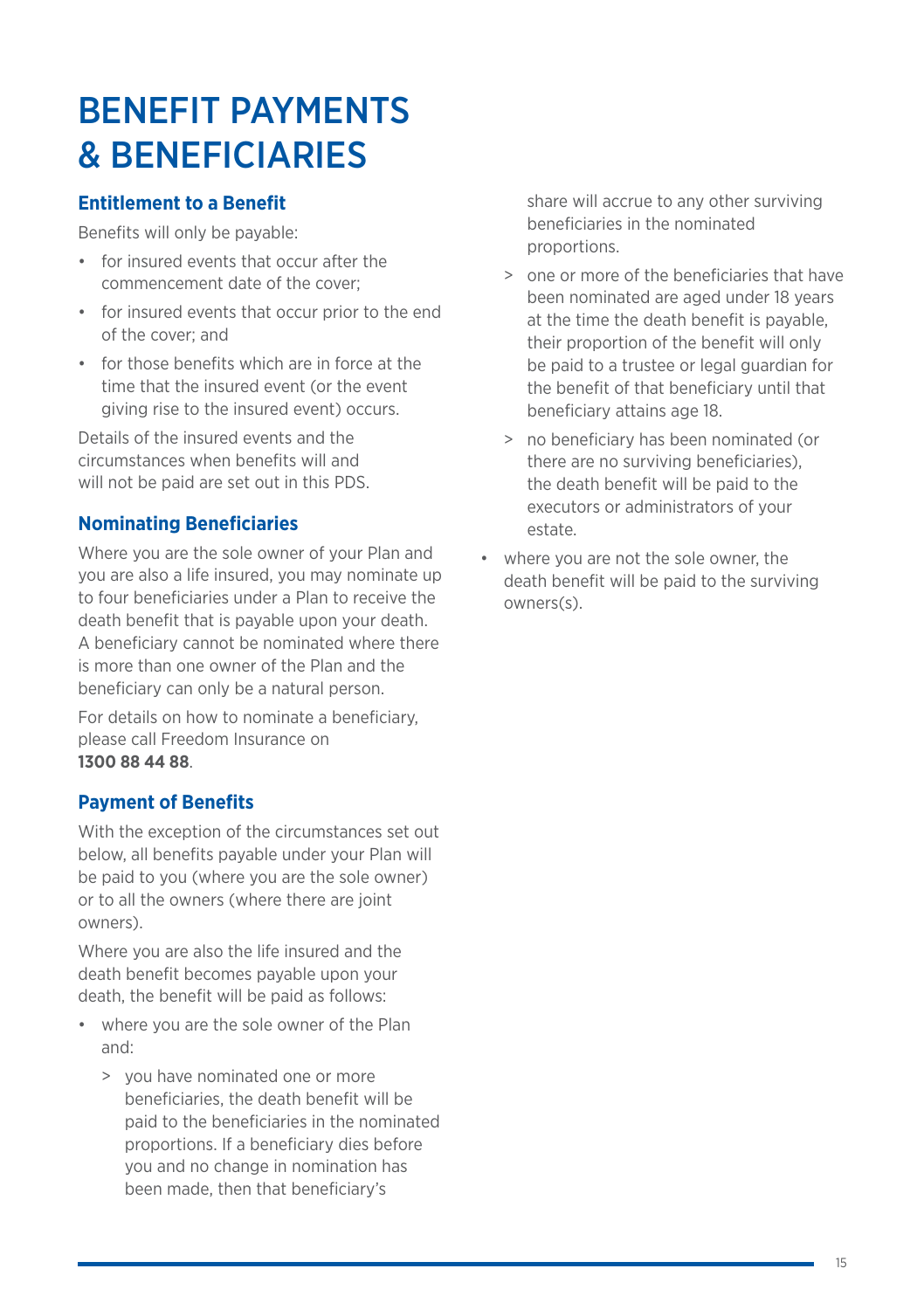# BENEFIT PAYMENTS & BENEFICIARIES

### Entitlement to a Benefit

Benefits will only be payable:

- for insured events that occur after the commencement date of the cover;
- for insured events that occur prior to the end of the cover; and
- for those benefits which are in force at the time that the insured event (or the event giving rise to the insured event) occurs.

Details of the insured events and the circumstances when benefits will and will not be paid are set out in this PDS.

### Nominating Beneficiaries

Where you are the sole owner of your Plan and you are also a life insured, you may nominate up to four beneficiaries under a Plan to receive the death benefit that is payable upon your death. A beneficiary cannot be nominated where there is more than one owner of the Plan and the beneficiary can only be a natural person.

For details on how to nominate a beneficiary, please call Freedom Insurance on **1300 88 44 88**.

### Payment of Benefits

With the exception of the circumstances set out below, all benefits payable under your Plan will be paid to you (where you are the sole owner) or to all the owners (where there are joint owners).

Where you are also the life insured and the death benefit becomes payable upon your death, the benefit will be paid as follows:

- where you are the sole owner of the Plan and:
  - you have nominated one or more beneficiaries, the death benefit will be paid to the beneficiaries in the nominated proportions. If a beneficiary dies before you and no change in nomination has been made, then that beneficiary's share will accrue to any other surviving beneficiaries in the nominated proportions.
  - one or more of the beneficiaries that have been nominated are aged under 18 years at the time the death benefit is payable, their proportion of the benefit will only be paid to a trustee or legal guardian for the benefit of that beneficiary until that beneficiary attains age 18.
  - no beneficiary has been nominated (or there are no surviving beneficiaries), the death benefit will be paid to the executors or administrators of your estate.
- where you are not the sole owner, the death benefit will be paid to the surviving owners(s).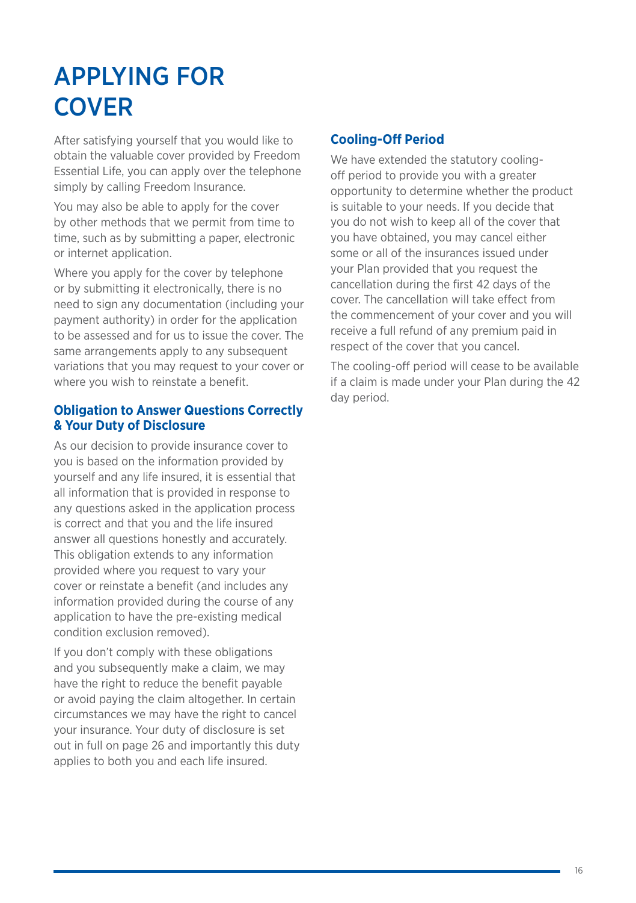# APPLYING FOR COVER

After satisfying yourself that you would like to obtain the valuable cover provided by Freedom Essential Life, you can apply over the telephone simply by calling Freedom Insurance.

You may also be able to apply for the cover by other methods that we permit from time to time, such as by submitting a paper, electronic or internet application.

Where you apply for the cover by telephone or by submitting it electronically, there is no need to sign any documentation (including your payment authority) in order for the application to be assessed and for us to issue the cover. The same arrangements apply to any subsequent variations that you may request to your cover or where you wish to reinstate a benefit.

### Obligation to Answer Questions Correctly & Your Duty of Disclosure

As our decision to provide insurance cover to you is based on the information provided by yourself and any life insured, it is essential that all information that is provided in response to any questions asked in the application process is correct and that you and the life insured answer all questions honestly and accurately. This obligation extends to any information provided where you request to vary your cover or reinstate a benefit (and includes any information provided during the course of any application to have the pre-existing medical condition exclusion removed).

If you don't comply with these obligations and you subsequently make a claim, we may have the right to reduce the benefit payable or avoid paying the claim altogether. In certain circumstances we may have the right to cancel your insurance. Your duty of disclosure is set out in full on page 26 and importantly this duty applies to both you and each life insured.

### Cooling-Off Period

We have extended the statutory cooling-off period to provide you with a greater opportunity to determine whether the product is suitable to your needs. If you decide that you do not wish to keep all of the cover that you have obtained, you may cancel either some or all of the insurances issued under your Plan provided that you request the cancellation during the first 42 days of the cover. The cancellation will take effect from the commencement of your cover and you will receive a full refund of any premium paid in respect of the cover that you cancel.

The cooling-off period will cease to be available if a claim is made under your Plan during the 42 day period.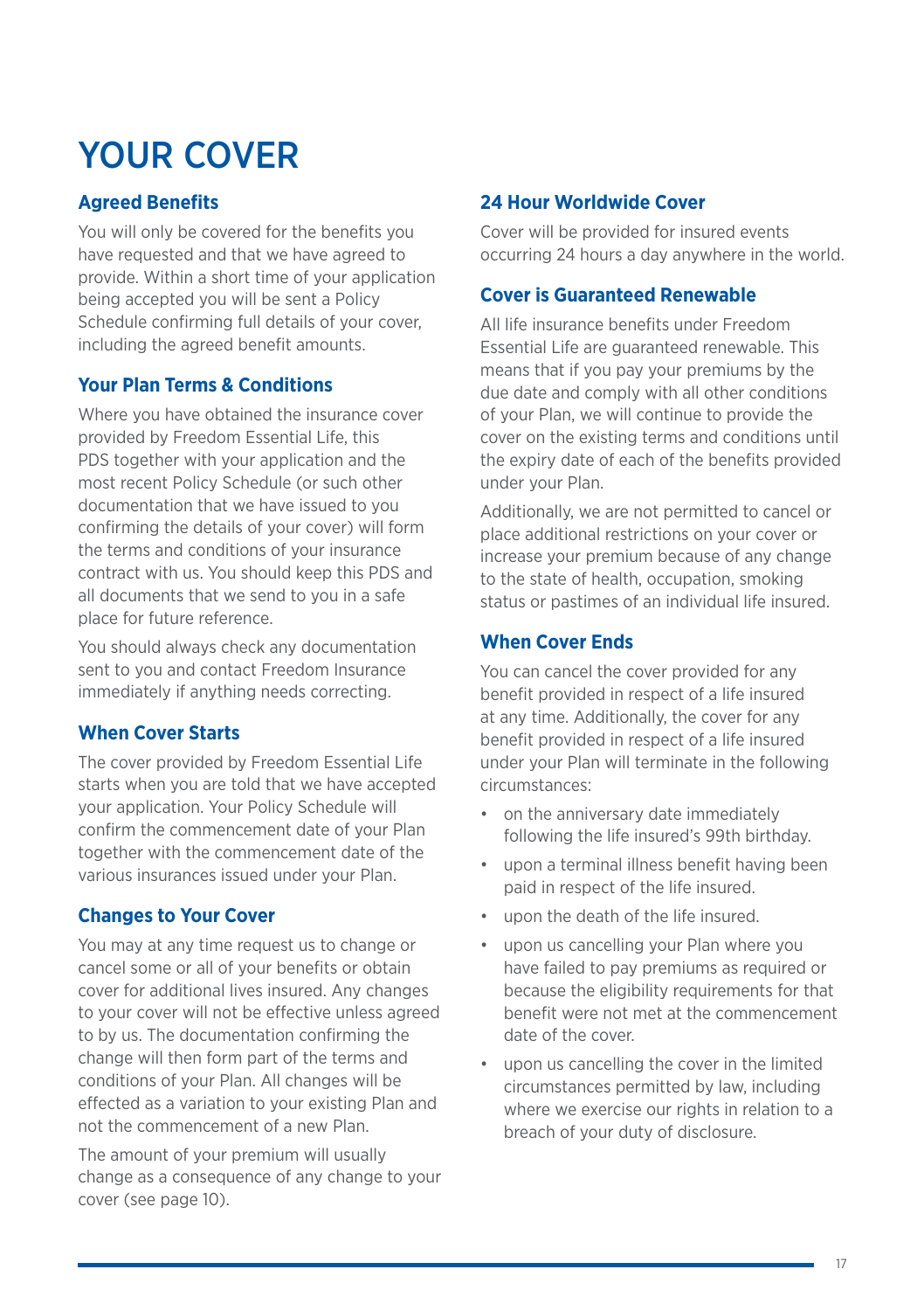# YOUR COVER

## Agreed Benefits

You will only be covered for the benefits you have requested and that we have agreed to provide. Within a short time of your application being accepted you will be sent a Policy Schedule confirming full details of your cover, including the agreed benefit amounts.

## Your Plan Terms & Conditions

Where you have obtained the insurance cover provided by Freedom Essential Life, this PDS together with your application and the most recent Policy Schedule (or such other documentation that we have issued to you confirming the details of your cover) will form the terms and conditions of your insurance contract with us. You should keep this PDS and all documents that we send to you in a safe place for future reference.

You should always check any documentation sent to you and contact Freedom Insurance immediately if anything needs correcting.

## When Cover Starts

The cover provided by Freedom Essential Life starts when you are told that we have accepted your application. Your Policy Schedule will confirm the commencement date of your Plan together with the commencement date of the various insurances issued under your Plan.

## Changes to Your Cover

You may at any time request us to change or cancel some or all of your benefits or obtain cover for additional lives insured. Any changes to your cover will not be effective unless agreed to by us. The documentation confirming the change will then form part of the terms and conditions of your Plan. All changes will be effected as a variation to your existing Plan and not the commencement of a new Plan.

The amount of your premium will usually change as a consequence of any change to your cover (see page 10).

## 24 Hour Worldwide Cover

Cover will be provided for insured events occurring 24 hours a day anywhere in the world.

## Cover is Guaranteed Renewable

All life insurance benefits under Freedom Essential Life are guaranteed renewable. This means that if you pay your premiums by the due date and comply with all other conditions of your Plan, we will continue to provide the cover on the existing terms and conditions until the expiry date of each of the benefits provided under your Plan.

Additionally, we are not permitted to cancel or place additional restrictions on your cover or increase your premium because of any change to the state of health, occupation, smoking status or pastimes of an individual life insured.

## When Cover Ends

You can cancel the cover provided for any benefit provided in respect of a life insured at any time. Additionally, the cover for any benefit provided in respect of a life insured under your Plan will terminate in the following circumstances:

- on the anniversary date immediately following the life insured's 99th birthday.
- upon a terminal illness benefit having been paid in respect of the life insured.
- upon the death of the life insured.
- upon us cancelling your Plan where you have failed to pay premiums as required or because the eligibility requirements for that benefit were not met at the commencement date of the cover.
- upon us cancelling the cover in the limited circumstances permitted by law, including where we exercise our rights in relation to a breach of your duty of disclosure.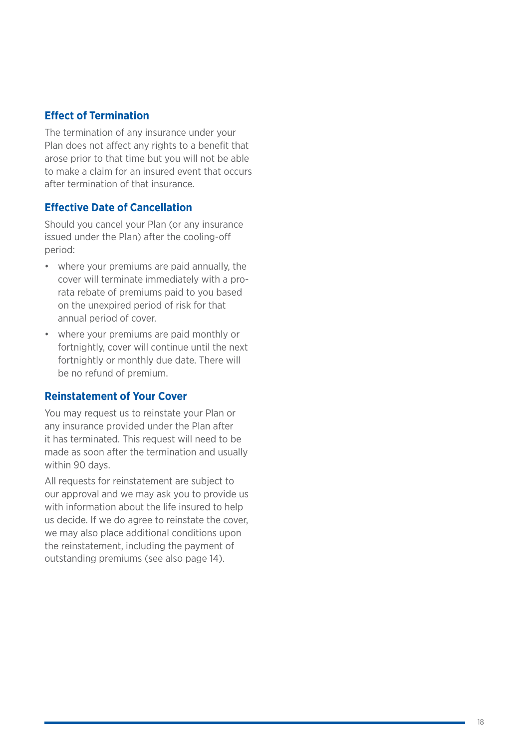## Effect of Termination

The termination of any insurance under your Plan does not affect any rights to a benefit that arose prior to that time but you will not be able to make a claim for an insured event that occurs after termination of that insurance.

## Effective Date of Cancellation

Should you cancel your Plan (or any insurance issued under the Plan) after the cooling-off period:

- where your premiums are paid annually, the cover will terminate immediately with a pro-rata rebate of premiums paid to you based on the unexpired period of risk for that annual period of cover.
- where your premiums are paid monthly or fortnightly, cover will continue until the next fortnightly or monthly due date. There will be no refund of premium.

## Reinstatement of Your Cover

You may request us to reinstate your Plan or any insurance provided under the Plan after it has terminated. This request will need to be made as soon after the termination and usually within 90 days.

All requests for reinstatement are subject to our approval and we may ask you to provide us with information about the life insured to help us decide. If we do agree to reinstate the cover, we may also place additional conditions upon the reinstatement, including the payment of outstanding premiums (see also page 14).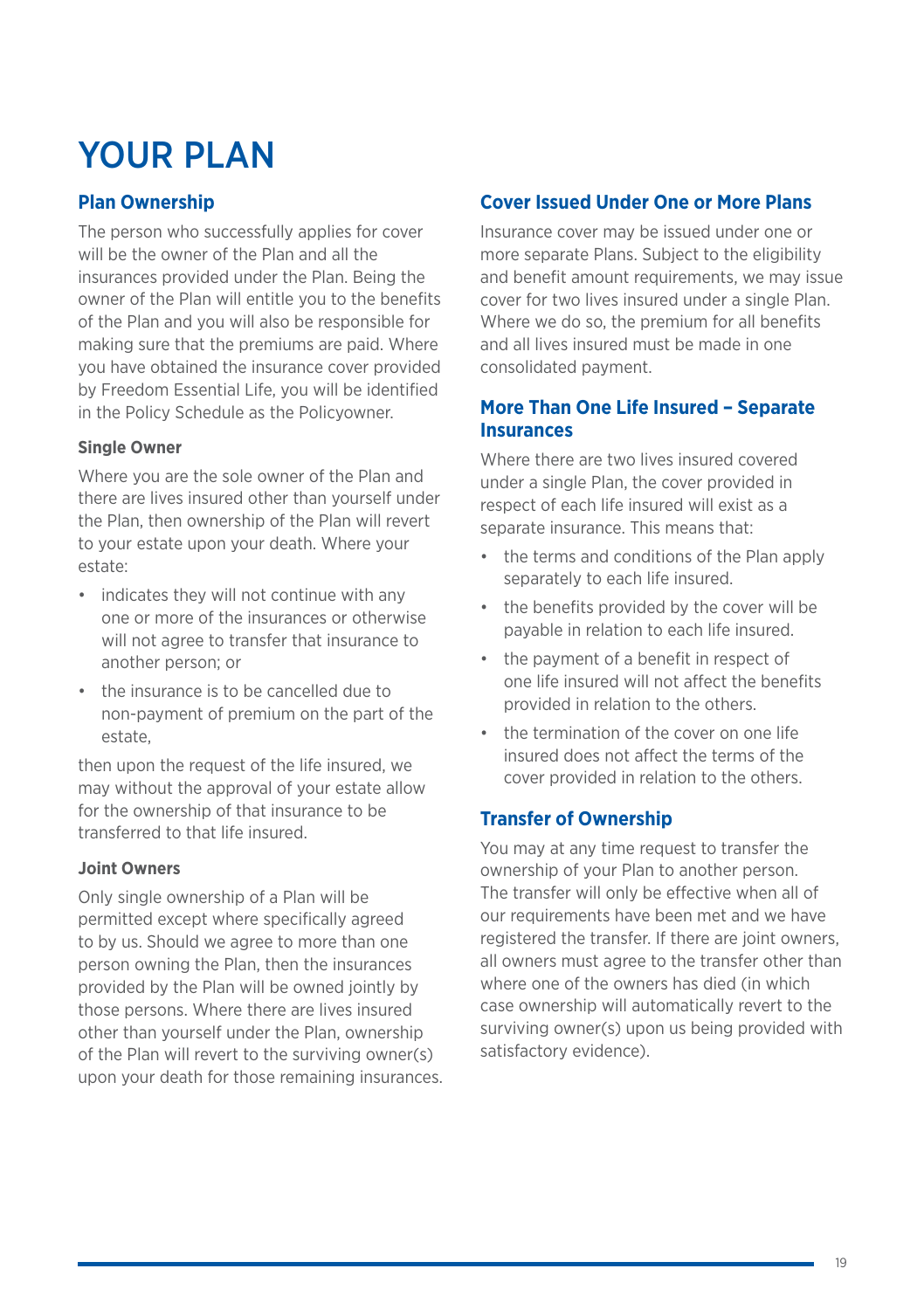# YOUR PLAN

## Plan Ownership

The person who successfully applies for cover will be the owner of the Plan and all the insurances provided under the Plan. Being the owner of the Plan will entitle you to the benefits of the Plan and you will also be responsible for making sure that the premiums are paid. Where you have obtained the insurance cover provided by Freedom Essential Life, you will be identified in the Policy Schedule as the Policyowner.

### Single Owner

Where you are the sole owner of the Plan and there are lives insured other than yourself under the Plan, then ownership of the Plan will revert to your estate upon your death. Where your estate:

- indicates they will not continue with any one or more of the insurances or otherwise will not agree to transfer that insurance to another person; or
- the insurance is to be cancelled due to non-payment of premium on the part of the estate,

then upon the request of the life insured, we may without the approval of your estate allow for the ownership of that insurance to be transferred to that life insured.

### Joint Owners

Only single ownership of a Plan will be permitted except where specifically agreed to by us. Should we agree to more than one person owning the Plan, then the insurances provided by the Plan will be owned jointly by those persons. Where there are lives insured other than yourself under the Plan, ownership of the Plan will revert to the surviving owner(s) upon your death for those remaining insurances.

## Cover Issued Under One or More Plans

Insurance cover may be issued under one or more separate Plans. Subject to the eligibility and benefit amount requirements, we may issue cover for two lives insured under a single Plan. Where we do so, the premium for all benefits and all lives insured must be made in one consolidated payment.

## More Than One Life Insured – Separate Insurances

Where there are two lives insured covered under a single Plan, the cover provided in respect of each life insured will exist as a separate insurance. This means that:

- the terms and conditions of the Plan apply separately to each life insured.
- the benefits provided by the cover will be payable in relation to each life insured.
- the payment of a benefit in respect of one life insured will not affect the benefits provided in relation to the others.
- the termination of the cover on one life insured does not affect the terms of the cover provided in relation to the others.

## Transfer of Ownership

You may at any time request to transfer the ownership of your Plan to another person. The transfer will only be effective when all of our requirements have been met and we have registered the transfer. If there are joint owners, all owners must agree to the transfer other than where one of the owners has died (in which case ownership will automatically revert to the surviving owner(s) upon us being provided with satisfactory evidence).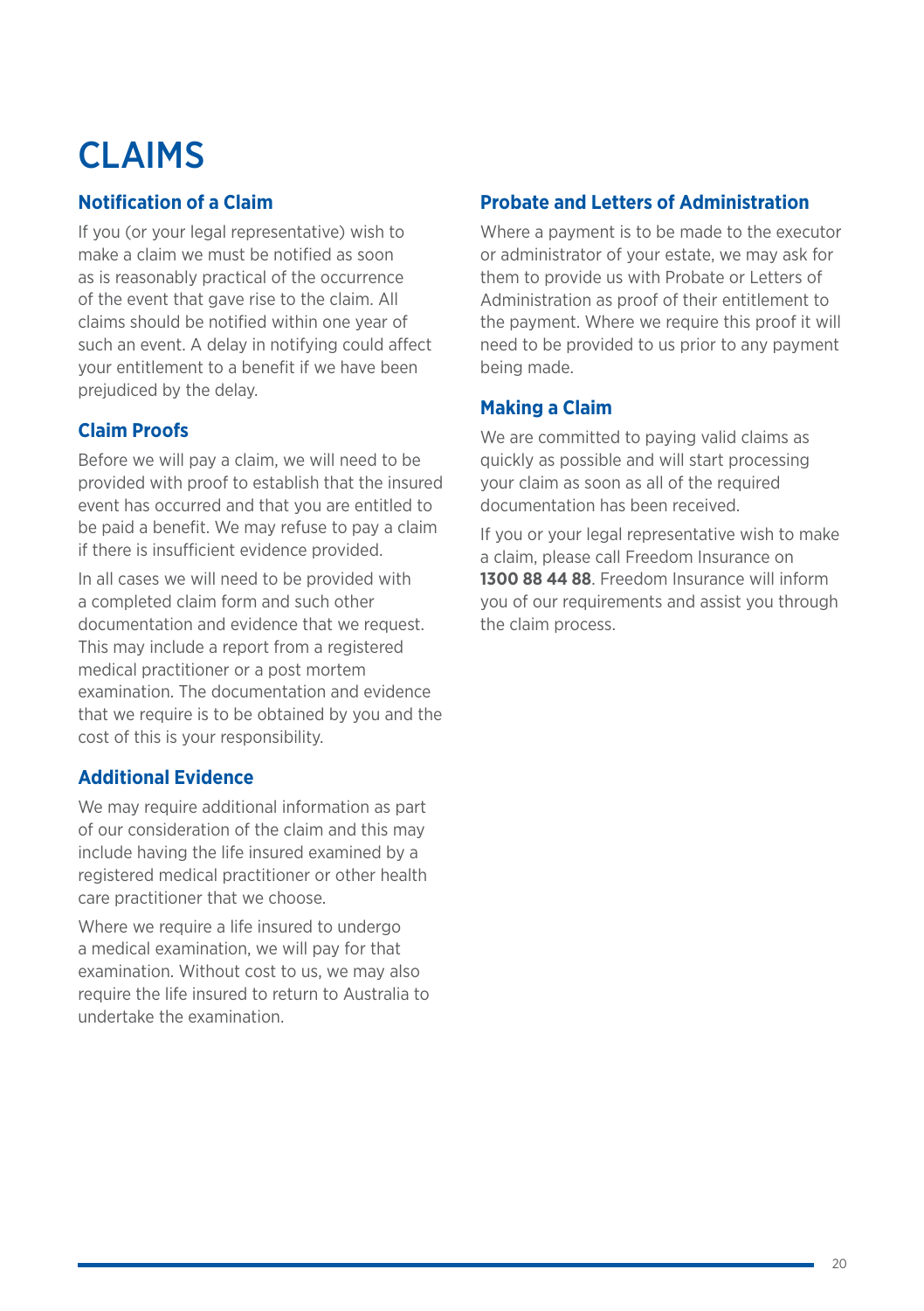# CLAIMS

## Notification of a Claim

If you (or your legal representative) wish to make a claim we must be notified as soon as is reasonably practical of the occurrence of the event that gave rise to the claim. All claims should be notified within one year of such an event. A delay in notifying could affect your entitlement to a benefit if we have been prejudiced by the delay.

## Claim Proofs

Before we will pay a claim, we will need to be provided with proof to establish that the insured event has occurred and that you are entitled to be paid a benefit. We may refuse to pay a claim if there is insufficient evidence provided.

In all cases we will need to be provided with a completed claim form and such other documentation and evidence that we request. This may include a report from a registered medical practitioner or a post mortem examination. The documentation and evidence that we require is to be obtained by you and the cost of this is your responsibility.

## Additional Evidence

We may require additional information as part of our consideration of the claim and this may include having the life insured examined by a registered medical practitioner or other health care practitioner that we choose.

Where we require a life insured to undergo a medical examination, we will pay for that examination. Without cost to us, we may also require the life insured to return to Australia to undertake the examination.

## Probate and Letters of Administration

Where a payment is to be made to the executor or administrator of your estate, we may ask for them to provide us with Probate or Letters of Administration as proof of their entitlement to the payment. Where we require this proof it will need to be provided to us prior to any payment being made.

## Making a Claim

We are committed to paying valid claims as quickly as possible and will start processing your claim as soon as all of the required documentation has been received.

If you or your legal representative wish to make a claim, please call Freedom Insurance on **1300 88 44 88**. Freedom Insurance will inform you of our requirements and assist you through the claim process.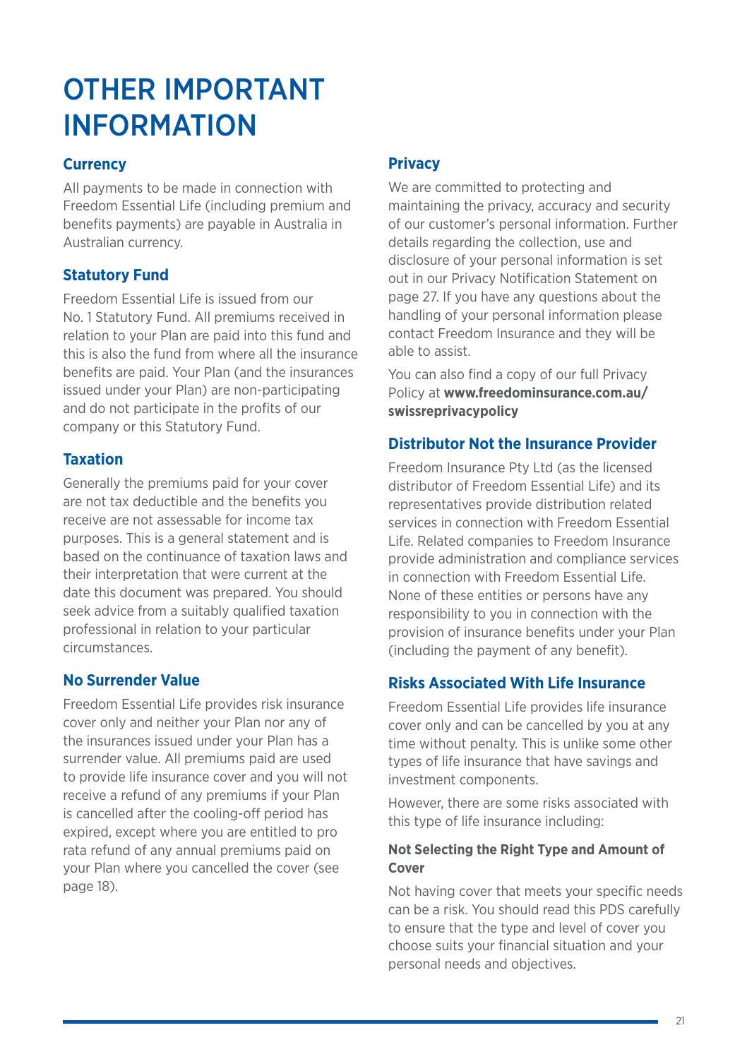# OTHER IMPORTANT INFORMATION

### Currency

All payments to be made in connection with Freedom Essential Life (including premium and benefits payments) are payable in Australia in Australian currency.

### Statutory Fund

Freedom Essential Life is issued from our No. 1 Statutory Fund. All premiums received in relation to your Plan are paid into this fund and this is also the fund from where all the insurance benefits are paid. Your Plan (and the insurances issued under your Plan) are non-participating and do not participate in the profits of our company or this Statutory Fund.

### Taxation

Generally the premiums paid for your cover are not tax deductible and the benefits you receive are not assessable for income tax purposes. This is a general statement and is based on the continuance of taxation laws and their interpretation that were current at the date this document was prepared. You should seek advice from a suitably qualified taxation professional in relation to your particular circumstances.

### No Surrender Value

Freedom Essential Life provides risk insurance cover only and neither your Plan nor any of the insurances issued under your Plan has a surrender value. All premiums paid are used to provide life insurance cover and you will not receive a refund of any premiums if your Plan is cancelled after the cooling-off period has expired, except where you are entitled to pro rata refund of any annual premiums paid on your Plan where you cancelled the cover (see page 18).

### Privacy

We are committed to protecting and maintaining the privacy, accuracy and security of our customer's personal information. Further details regarding the collection, use and disclosure of your personal information is set out in our Privacy Notification Statement on page 27. If you have any questions about the handling of your personal information please contact Freedom Insurance and they will be able to assist.

You can also find a copy of our full Privacy Policy at **www.freedominsurance.com.au/swissreprivacypolicy**

### Distributor Not the Insurance Provider

Freedom Insurance Pty Ltd (as the licensed distributor of Freedom Essential Life) and its representatives provide distribution related services in connection with Freedom Essential Life. Related companies to Freedom Insurance provide administration and compliance services in connection with Freedom Essential Life. None of these entities or persons have any responsibility to you in connection with the provision of insurance benefits under your Plan (including the payment of any benefit).

### Risks Associated With Life Insurance

Freedom Essential Life provides life insurance cover only and can be cancelled by you at any time without penalty. This is unlike some other types of life insurance that have savings and investment components.

However, there are some risks associated with this type of life insurance including:

#### Not Selecting the Right Type and Amount of Cover

Not having cover that meets your specific needs can be a risk. You should read this PDS carefully to ensure that the type and level of cover you choose suits your financial situation and your personal needs and objectives.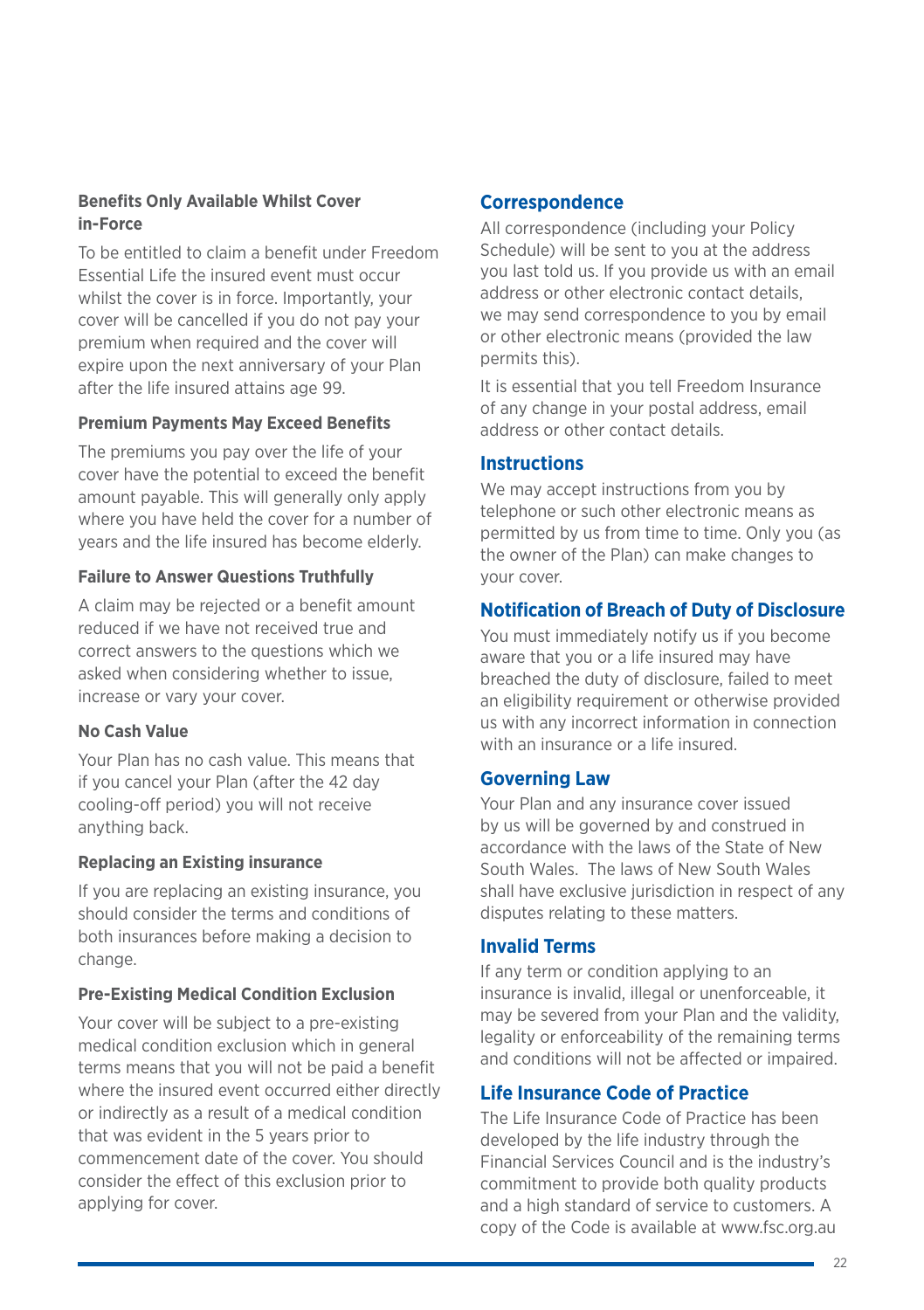### Benefits Only Available Whilst Cover in-Force

To be entitled to claim a benefit under Freedom Essential Life the insured event must occur whilst the cover is in force. Importantly, your cover will be cancelled if you do not pay your premium when required and the cover will expire upon the next anniversary of your Plan after the life insured attains age 99.

### Premium Payments May Exceed Benefits

The premiums you pay over the life of your cover have the potential to exceed the benefit amount payable. This will generally only apply where you have held the cover for a number of years and the life insured has become elderly.

### Failure to Answer Questions Truthfully

A claim may be rejected or a benefit amount reduced if we have not received true and correct answers to the questions which we asked when considering whether to issue, increase or vary your cover.

### No Cash Value

Your Plan has no cash value. This means that if you cancel your Plan (after the 42 day cooling-off period) you will not receive anything back.

### Replacing an Existing insurance

If you are replacing an existing insurance, you should consider the terms and conditions of both insurances before making a decision to change.

### Pre-Existing Medical Condition Exclusion

Your cover will be subject to a pre-existing medical condition exclusion which in general terms means that you will not be paid a benefit where the insured event occurred either directly or indirectly as a result of a medical condition that was evident in the 5 years prior to commencement date of the cover. You should consider the effect of this exclusion prior to applying for cover.

## Correspondence

All correspondence (including your Policy Schedule) will be sent to you at the address you last told us. If you provide us with an email address or other electronic contact details, we may send correspondence to you by email or other electronic means (provided the law permits this).

It is essential that you tell Freedom Insurance of any change in your postal address, email address or other contact details.

## Instructions

We may accept instructions from you by telephone or such other electronic means as permitted by us from time to time. Only you (as the owner of the Plan) can make changes to your cover.

## Notification of Breach of Duty of Disclosure

You must immediately notify us if you become aware that you or a life insured may have breached the duty of disclosure, failed to meet an eligibility requirement or otherwise provided us with any incorrect information in connection with an insurance or a life insured.

## Governing Law

Your Plan and any insurance cover issued by us will be governed by and construed in accordance with the laws of the State of New South Wales. The laws of New South Wales shall have exclusive jurisdiction in respect of any disputes relating to these matters.

## Invalid Terms

If any term or condition applying to an insurance is invalid, illegal or unenforceable, it may be severed from your Plan and the validity, legality or enforceability of the remaining terms and conditions will not be affected or impaired.

## Life Insurance Code of Practice

The Life Insurance Code of Practice has been developed by the life industry through the Financial Services Council and is the industry's commitment to provide both quality products and a high standard of service to customers. A copy of the Code is available at www.fsc.org.au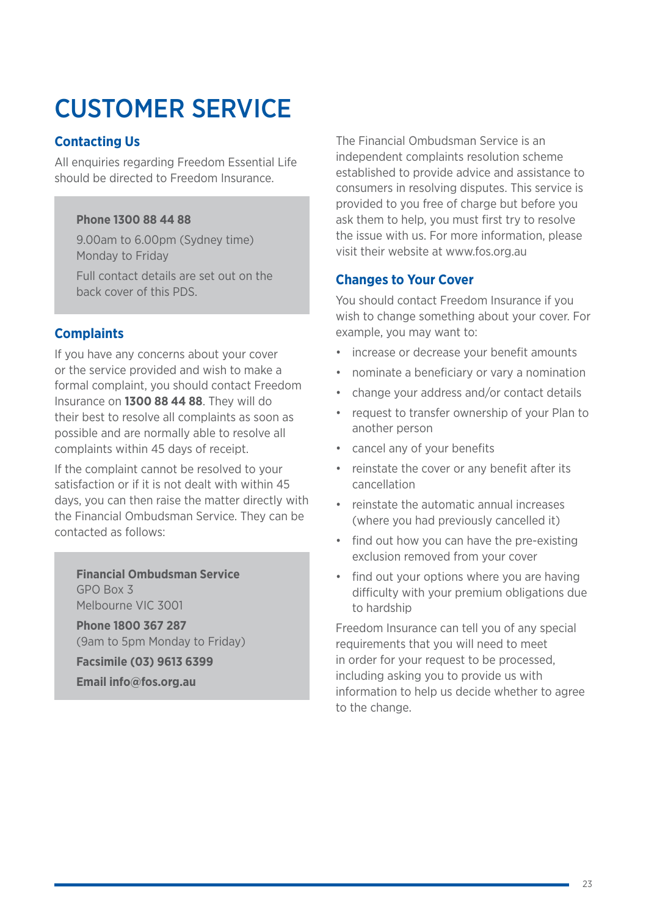# CUSTOMER SERVICE

## Contacting Us

All enquiries regarding Freedom Essential Life should be directed to Freedom Insurance.

**Phone 1300 88 44 88**

9.00am to 6.00pm (Sydney time) Monday to Friday

Full contact details are set out on the back cover of this PDS.

## Complaints

If you have any concerns about your cover or the service provided and wish to make a formal complaint, you should contact Freedom Insurance on **1300 88 44 88**. They will do their best to resolve all complaints as soon as possible and are normally able to resolve all complaints within 45 days of receipt.

If the complaint cannot be resolved to your satisfaction or if it is not dealt with within 45 days, you can then raise the matter directly with the Financial Ombudsman Service. They can be contacted as follows:

**Financial Ombudsman Service**
GPO Box 3
Melbourne VIC 3001

**Phone 1800 367 287**
(9am to 5pm Monday to Friday)

**Facsimile (03) 9613 6399**

**Email info@fos.org.au**

The Financial Ombudsman Service is an independent complaints resolution scheme established to provide advice and assistance to consumers in resolving disputes. This service is provided to you free of charge but before you ask them to help, you must first try to resolve the issue with us. For more information, please visit their website at www.fos.org.au

## Changes to Your Cover

You should contact Freedom Insurance if you wish to change something about your cover. For example, you may want to:

- increase or decrease your benefit amounts
- nominate a beneficiary or vary a nomination
- change your address and/or contact details
- request to transfer ownership of your Plan to another person
- cancel any of your benefits
- reinstate the cover or any benefit after its cancellation
- reinstate the automatic annual increases (where you had previously cancelled it)
- find out how you can have the pre-existing exclusion removed from your cover
- find out your options where you are having difficulty with your premium obligations due to hardship

Freedom Insurance can tell you of any special requirements that you will need to meet in order for your request to be processed, including asking you to provide us with information to help us decide whether to agree to the change.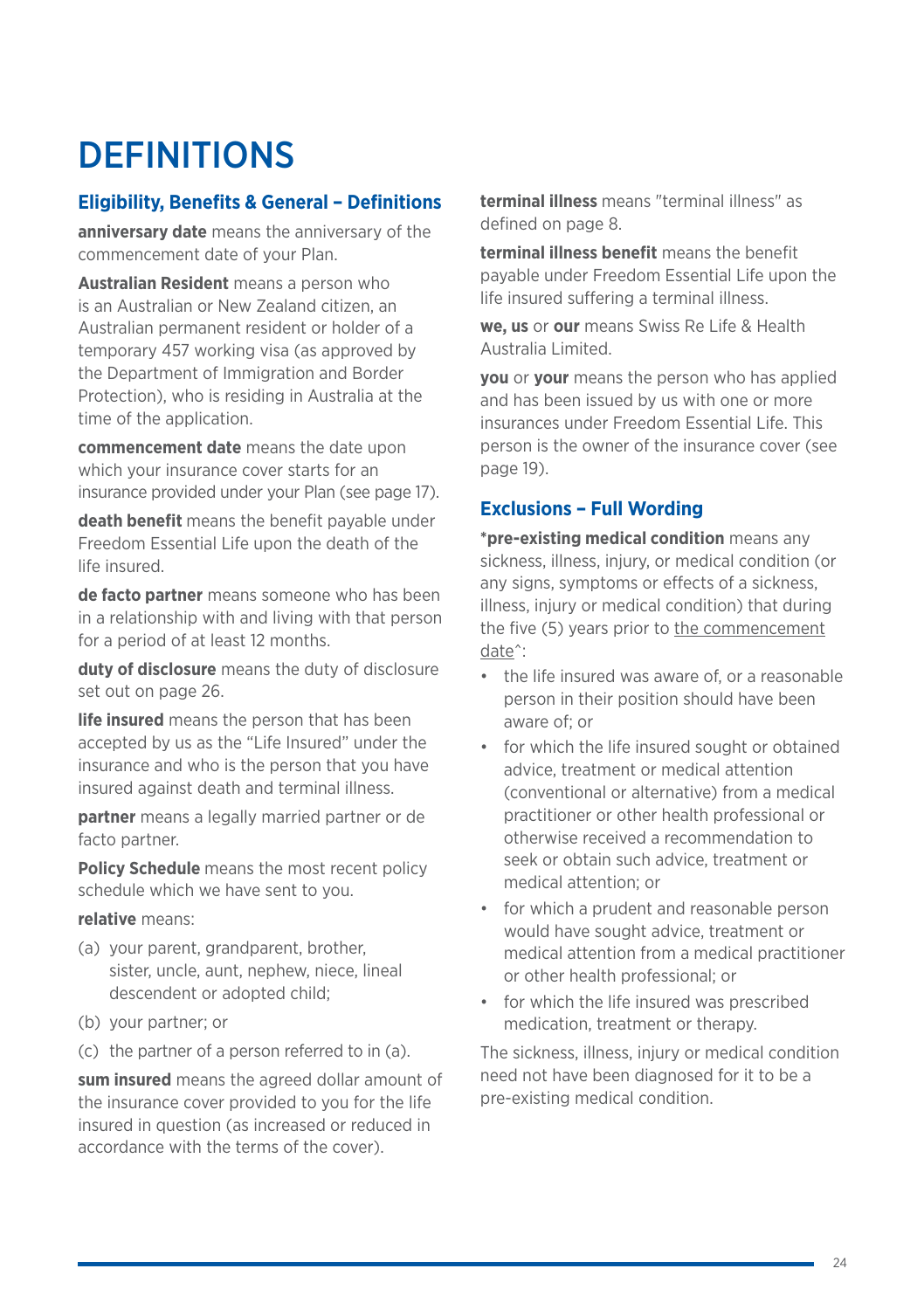# DEFINITIONS

## Eligibility, Benefits & General – Definitions

**anniversary date** means the anniversary of the commencement date of your Plan.

**Australian Resident** means a person who is an Australian or New Zealand citizen, an Australian permanent resident or holder of a temporary 457 working visa (as approved by the Department of Immigration and Border Protection), who is residing in Australia at the time of the application.

**commencement date** means the date upon which your insurance cover starts for an insurance provided under your Plan (see page 17).

**death benefit** means the benefit payable under Freedom Essential Life upon the death of the life insured.

**de facto partner** means someone who has been in a relationship with and living with that person for a period of at least 12 months.

**duty of disclosure** means the duty of disclosure set out on page 26.

**life insured** means the person that has been accepted by us as the "Life Insured" under the insurance and who is the person that you have insured against death and terminal illness.

**partner** means a legally married partner or de facto partner.

**Policy Schedule** means the most recent policy schedule which we have sent to you.

**relative** means:

(a) your parent, grandparent, brother, sister, uncle, aunt, nephew, niece, lineal descendent or adopted child;

(b) your partner; or

(c) the partner of a person referred to in (a).

**sum insured** means the agreed dollar amount of the insurance cover provided to you for the life insured in question (as increased or reduced in accordance with the terms of the cover).

**terminal illness** means "terminal illness" as defined on page 8.

**terminal illness benefit** means the benefit payable under Freedom Essential Life upon the life insured suffering a terminal illness.

**we, us** or **our** means Swiss Re Life & Health Australia Limited.

**you** or **your** means the person who has applied and has been issued by us with one or more insurances under Freedom Essential Life. This person is the owner of the insurance cover (see page 19).

## Exclusions – Full Wording

***pre-existing medical condition** means any sickness, illness, injury, or medical condition (or any signs, symptoms or effects of a sickness, illness, injury or medical condition) that during the five (5) years prior to the commencement date^:

- the life insured was aware of, or a reasonable person in their position should have been aware of; or
- for which the life insured sought or obtained advice, treatment or medical attention (conventional or alternative) from a medical practitioner or other health professional or otherwise received a recommendation to seek or obtain such advice, treatment or medical attention; or
- for which a prudent and reasonable person would have sought advice, treatment or medical attention from a medical practitioner or other health professional; or
- for which the life insured was prescribed medication, treatment or therapy.

The sickness, illness, injury or medical condition need not have been diagnosed for it to be a pre-existing medical condition.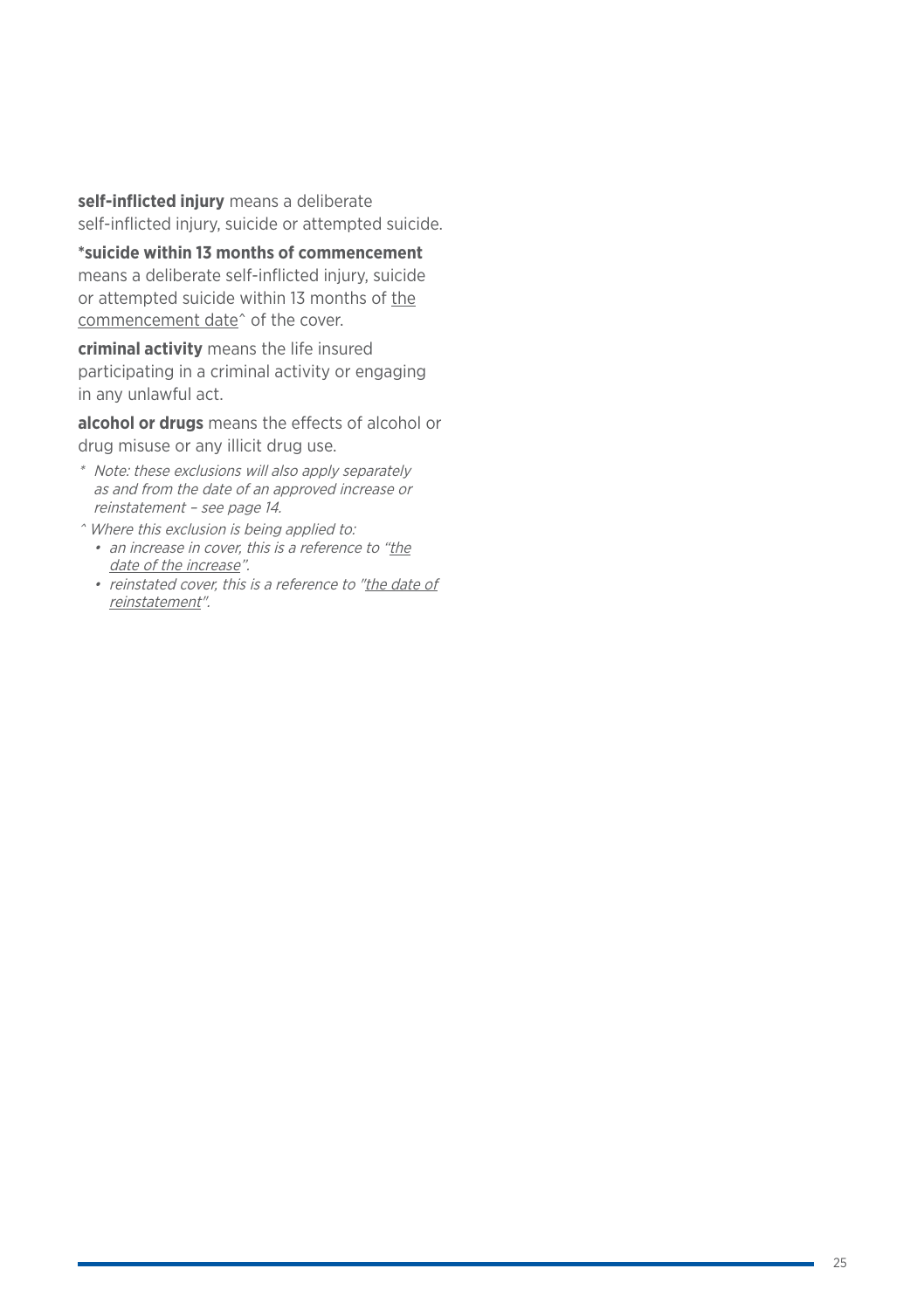**self-inflicted injury** means a deliberate self-inflicted injury, suicide or attempted suicide.

**\*suicide within 13 months of commencement** means a deliberate self-inflicted injury, suicide or attempted suicide within 13 months of <u>the commencement date</u>^ of the cover.

**criminal activity** means the life insured participating in a criminal activity or engaging in any unlawful act.

**alcohol or drugs** means the effects of alcohol or drug misuse or any illicit drug use.

*\* Note: these exclusions will also apply separately as and from the date of an approved increase or reinstatement – see page 14.*

*^ Where this exclusion is being applied to:*

- *an increase in cover, this is a reference to "<u>the date of the increase</u>".*
- *reinstated cover, this is a reference to "<u>the date of reinstatement</u>".*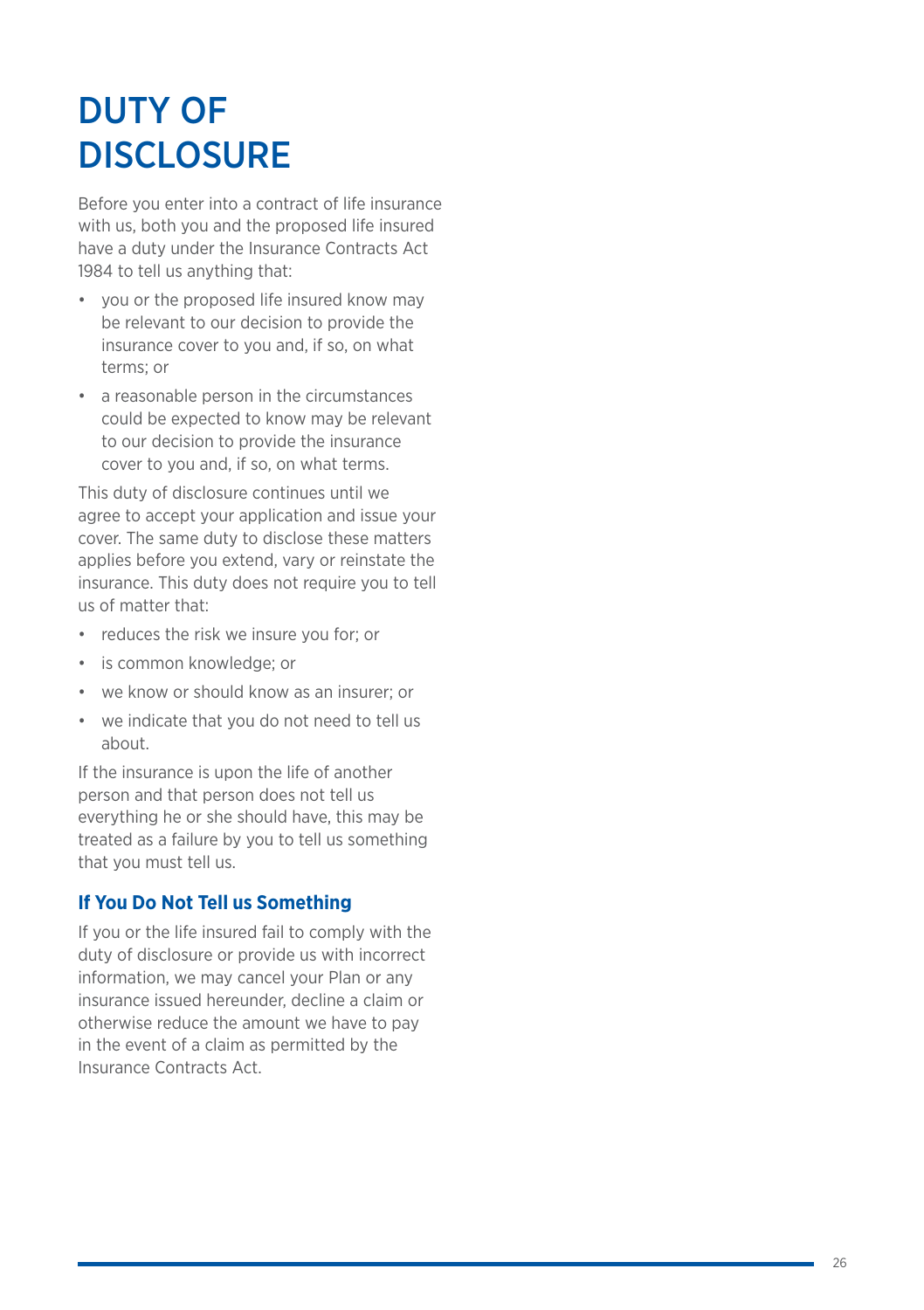# DUTY OF DISCLOSURE

Before you enter into a contract of life insurance with us, both you and the proposed life insured have a duty under the Insurance Contracts Act 1984 to tell us anything that:

- you or the proposed life insured know may be relevant to our decision to provide the insurance cover to you and, if so, on what terms; or
- a reasonable person in the circumstances could be expected to know may be relevant to our decision to provide the insurance cover to you and, if so, on what terms.

This duty of disclosure continues until we agree to accept your application and issue your cover. The same duty to disclose these matters applies before you extend, vary or reinstate the insurance. This duty does not require you to tell us of matter that:

- reduces the risk we insure you for; or
- is common knowledge; or
- we know or should know as an insurer; or
- we indicate that you do not need to tell us about.

If the insurance is upon the life of another person and that person does not tell us everything he or she should have, this may be treated as a failure by you to tell us something that you must tell us.

### If You Do Not Tell us Something

If you or the life insured fail to comply with the duty of disclosure or provide us with incorrect information, we may cancel your Plan or any insurance issued hereunder, decline a claim or otherwise reduce the amount we have to pay in the event of a claim as permitted by the Insurance Contracts Act.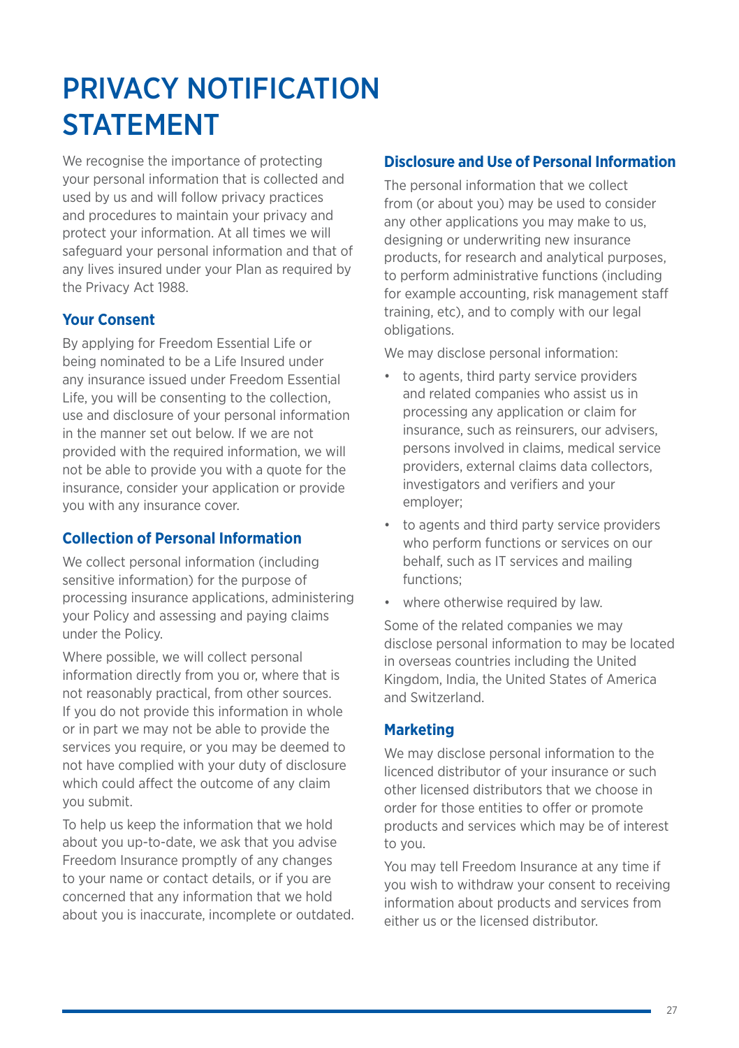# PRIVACY NOTIFICATION STATEMENT

We recognise the importance of protecting your personal information that is collected and used by us and will follow privacy practices and procedures to maintain your privacy and protect your information. At all times we will safeguard your personal information and that of any lives insured under your Plan as required by the Privacy Act 1988.

## Your Consent

By applying for Freedom Essential Life or being nominated to be a Life Insured under any insurance issued under Freedom Essential Life, you will be consenting to the collection, use and disclosure of your personal information in the manner set out below. If we are not provided with the required information, we will not be able to provide you with a quote for the insurance, consider your application or provide you with any insurance cover.

## Collection of Personal Information

We collect personal information (including sensitive information) for the purpose of processing insurance applications, administering your Policy and assessing and paying claims under the Policy.

Where possible, we will collect personal information directly from you or, where that is not reasonably practical, from other sources. If you do not provide this information in whole or in part we may not be able to provide the services you require, or you may be deemed to not have complied with your duty of disclosure which could affect the outcome of any claim you submit.

To help us keep the information that we hold about you up-to-date, we ask that you advise Freedom Insurance promptly of any changes to your name or contact details, or if you are concerned that any information that we hold about you is inaccurate, incomplete or outdated.

## Disclosure and Use of Personal Information

The personal information that we collect from (or about you) may be used to consider any other applications you may make to us, designing or underwriting new insurance products, for research and analytical purposes, to perform administrative functions (including for example accounting, risk management staff training, etc), and to comply with our legal obligations.

We may disclose personal information:

- to agents, third party service providers and related companies who assist us in processing any application or claim for insurance, such as reinsurers, our advisers, persons involved in claims, medical service providers, external claims data collectors, investigators and verifiers and your employer;
- to agents and third party service providers who perform functions or services on our behalf, such as IT services and mailing functions;
- where otherwise required by law.

Some of the related companies we may disclose personal information to may be located in overseas countries including the United Kingdom, India, the United States of America and Switzerland.

## Marketing

We may disclose personal information to the licenced distributor of your insurance or such other licensed distributors that we choose in order for those entities to offer or promote products and services which may be of interest to you.

You may tell Freedom Insurance at any time if you wish to withdraw your consent to receiving information about products and services from either us or the licensed distributor.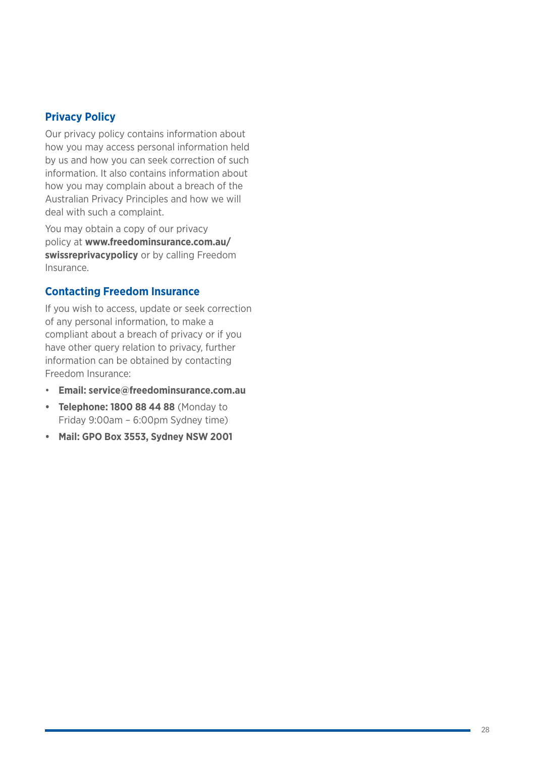## Privacy Policy

Our privacy policy contains information about how you may access personal information held by us and how you can seek correction of such information. It also contains information about how you may complain about a breach of the Australian Privacy Principles and how we will deal with such a complaint.

You may obtain a copy of our privacy policy at **www.freedominsurance.com.au/swissreprivacypolicy** or by calling Freedom Insurance.

## Contacting Freedom Insurance

If you wish to access, update or seek correction of any personal information, to make a compliant about a breach of privacy or if you have other query relation to privacy, further information can be obtained by contacting Freedom Insurance:

- **Email: service@freedominsurance.com.au**
- **Telephone: 1800 88 44 88** (Monday to Friday 9:00am – 6:00pm Sydney time)
- **Mail: GPO Box 3553, Sydney NSW 2001**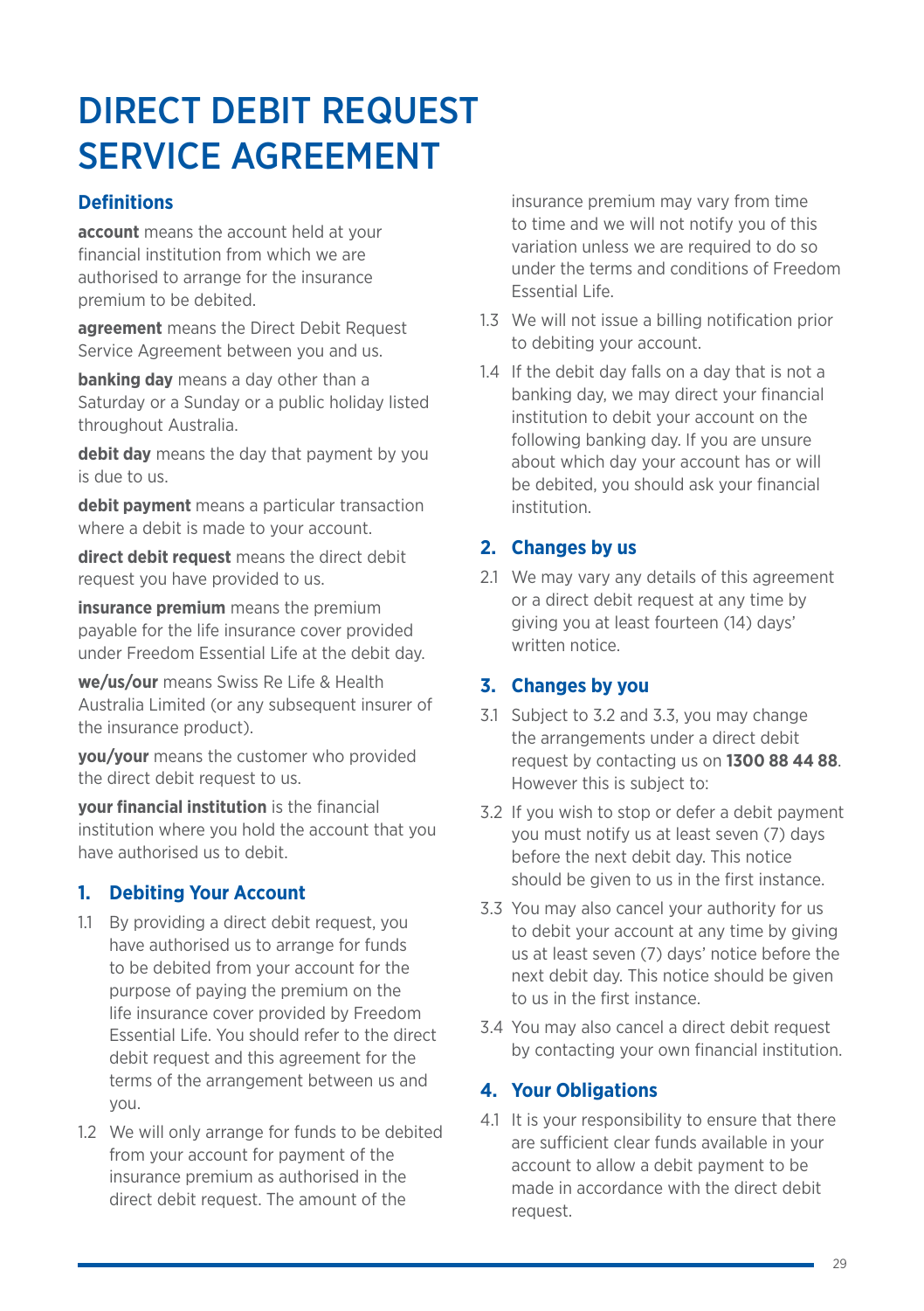# DIRECT DEBIT REQUEST SERVICE AGREEMENT

## Definitions

**account** means the account held at your financial institution from which we are authorised to arrange for the insurance premium to be debited.

**agreement** means the Direct Debit Request Service Agreement between you and us.

**banking day** means a day other than a Saturday or a Sunday or a public holiday listed throughout Australia.

**debit day** means the day that payment by you is due to us.

**debit payment** means a particular transaction where a debit is made to your account.

**direct debit request** means the direct debit request you have provided to us.

**insurance premium** means the premium payable for the life insurance cover provided under Freedom Essential Life at the debit day.

**we/us/our** means Swiss Re Life & Health Australia Limited (or any subsequent insurer of the insurance product).

**you/your** means the customer who provided the direct debit request to us.

**your financial institution** is the financial institution where you hold the account that you have authorised us to debit.

## 1. Debiting Your Account

1.1 By providing a direct debit request, you have authorised us to arrange for funds to be debited from your account for the purpose of paying the premium on the life insurance cover provided by Freedom Essential Life. You should refer to the direct debit request and this agreement for the terms of the arrangement between us and you.

1.2 We will only arrange for funds to be debited from your account for payment of the insurance premium as authorised in the direct debit request. The amount of the insurance premium may vary from time to time and we will not notify you of this variation unless we are required to do so under the terms and conditions of Freedom Essential Life.

1.3 We will not issue a billing notification prior to debiting your account.

1.4 If the debit day falls on a day that is not a banking day, we may direct your financial institution to debit your account on the following banking day. If you are unsure about which day your account has or will be debited, you should ask your financial institution.

## 2. Changes by us

2.1 We may vary any details of this agreement or a direct debit request at any time by giving you at least fourteen (14) days' written notice.

## 3. Changes by you

3.1 Subject to 3.2 and 3.3, you may change the arrangements under a direct debit request by contacting us on **1300 88 44 88**. However this is subject to:

3.2 If you wish to stop or defer a debit payment you must notify us at least seven (7) days before the next debit day. This notice should be given to us in the first instance.

3.3 You may also cancel your authority for us to debit your account at any time by giving us at least seven (7) days' notice before the next debit day. This notice should be given to us in the first instance.

3.4 You may also cancel a direct debit request by contacting your own financial institution.

## 4. Your Obligations

4.1 It is your responsibility to ensure that there are sufficient clear funds available in your account to allow a debit payment to be made in accordance with the direct debit request.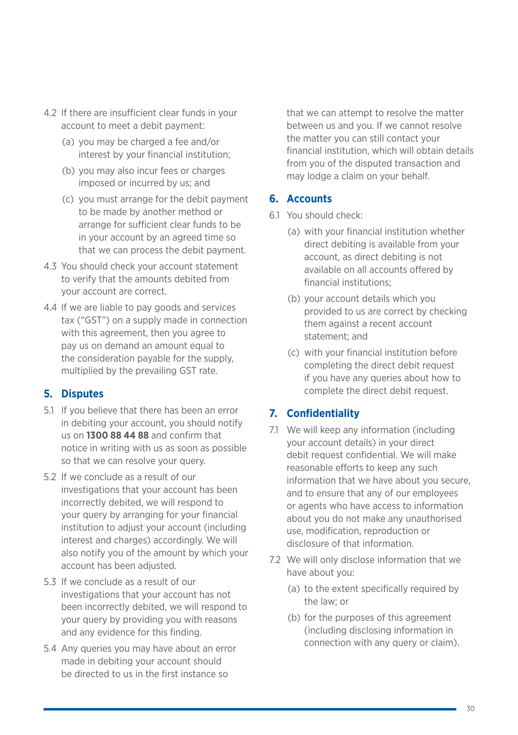4.2 If there are insufficient clear funds in your account to meet a debit payment:

   (a) you may be charged a fee and/or interest by your financial institution;

   (b) you may also incur fees or charges imposed or incurred by us; and

   (c) you must arrange for the debit payment to be made by another method or arrange for sufficient clear funds to be in your account by an agreed time so that we can process the debit payment.

4.3 You should check your account statement to verify that the amounts debited from your account are correct.

4.4 If we are liable to pay goods and services tax ("GST") on a supply made in connection with this agreement, then you agree to pay us on demand an amount equal to the consideration payable for the supply, multiplied by the prevailing GST rate.

## 5. Disputes

5.1 If you believe that there has been an error in debiting your account, you should notify us on **1300 88 44 88** and confirm that notice in writing with us as soon as possible so that we can resolve your query.

5.2 If we conclude as a result of our investigations that your account has been incorrectly debited, we will respond to your query by arranging for your financial institution to adjust your account (including interest and charges) accordingly. We will also notify you of the amount by which your account has been adjusted.

5.3 If we conclude as a result of our investigations that your account has not been incorrectly debited, we will respond to your query by providing you with reasons and any evidence for this finding.

5.4 Any queries you may have about an error made in debiting your account should be directed to us in the first instance so that we can attempt to resolve the matter between us and you. If we cannot resolve the matter you can still contact your financial institution, which will obtain details from you of the disputed transaction and may lodge a claim on your behalf.

## 6. Accounts

6.1 You should check:

   (a) with your financial institution whether direct debiting is available from your account, as direct debiting is not available on all accounts offered by financial institutions;

   (b) your account details which you provided to us are correct by checking them against a recent account statement; and

   (c) with your financial institution before completing the direct debit request if you have any queries about how to complete the direct debit request.

## 7. Confidentiality

7.1 We will keep any information (including your account details) in your direct debit request confidential. We will make reasonable efforts to keep any such information that we have about you secure, and to ensure that any of our employees or agents who have access to information about you do not make any unauthorised use, modification, reproduction or disclosure of that information.

7.2 We will only disclose information that we have about you:

   (a) to the extent specifically required by the law; or

   (b) for the purposes of this agreement (including disclosing information in connection with any query or claim).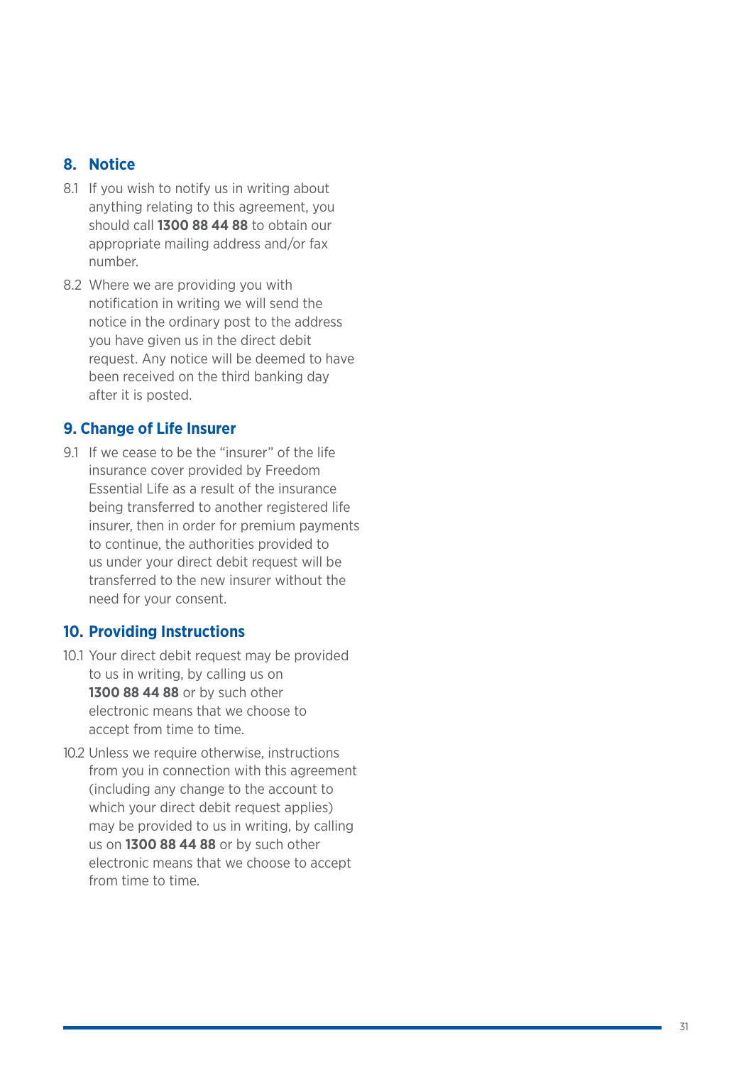## 8. Notice

8.1 If you wish to notify us in writing about anything relating to this agreement, you should call **1300 88 44 88** to obtain our appropriate mailing address and/or fax number.

8.2 Where we are providing you with notification in writing we will send the notice in the ordinary post to the address you have given us in the direct debit request. Any notice will be deemed to have been received on the third banking day after it is posted.

## 9. Change of Life Insurer

9.1 If we cease to be the "insurer" of the life insurance cover provided by Freedom Essential Life as a result of the insurance being transferred to another registered life insurer, then in order for premium payments to continue, the authorities provided to us under your direct debit request will be transferred to the new insurer without the need for your consent.

## 10. Providing Instructions

10.1 Your direct debit request may be provided to us in writing, by calling us on **1300 88 44 88** or by such other electronic means that we choose to accept from time to time.

10.2 Unless we require otherwise, instructions from you in connection with this agreement (including any change to the account to which your direct debit request applies) may be provided to us in writing, by calling us on **1300 88 44 88** or by such other electronic means that we choose to accept from time to time.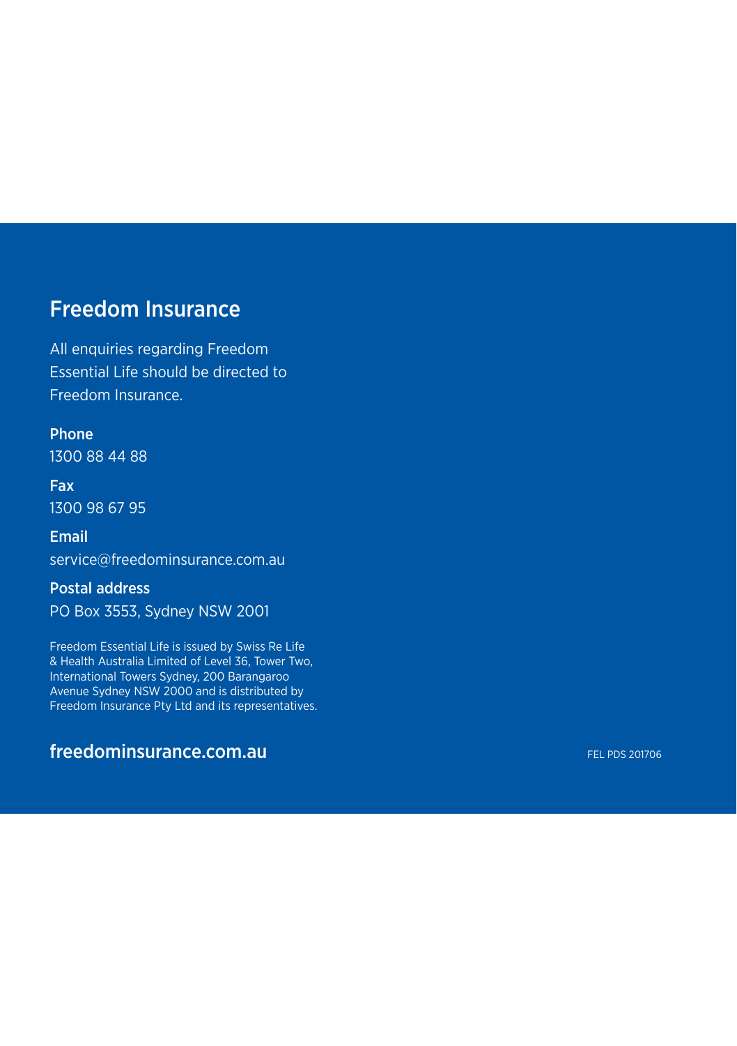# Freedom Insurance

All enquiries regarding Freedom Essential Life should be directed to Freedom Insurance.

**Phone**
1300 88 44 88

**Fax**
1300 98 67 95

**Email**
service@freedominsurance.com.au

**Postal address**
PO Box 3553, Sydney NSW 2001

Freedom Essential Life is issued by Swiss Re Life & Health Australia Limited of Level 36, Tower Two, International Towers Sydney, 200 Barangaroo Avenue Sydney NSW 2000 and is distributed by Freedom Insurance Pty Ltd and its representatives.

**freedominsurance.com.au**

FEL PDS 201706